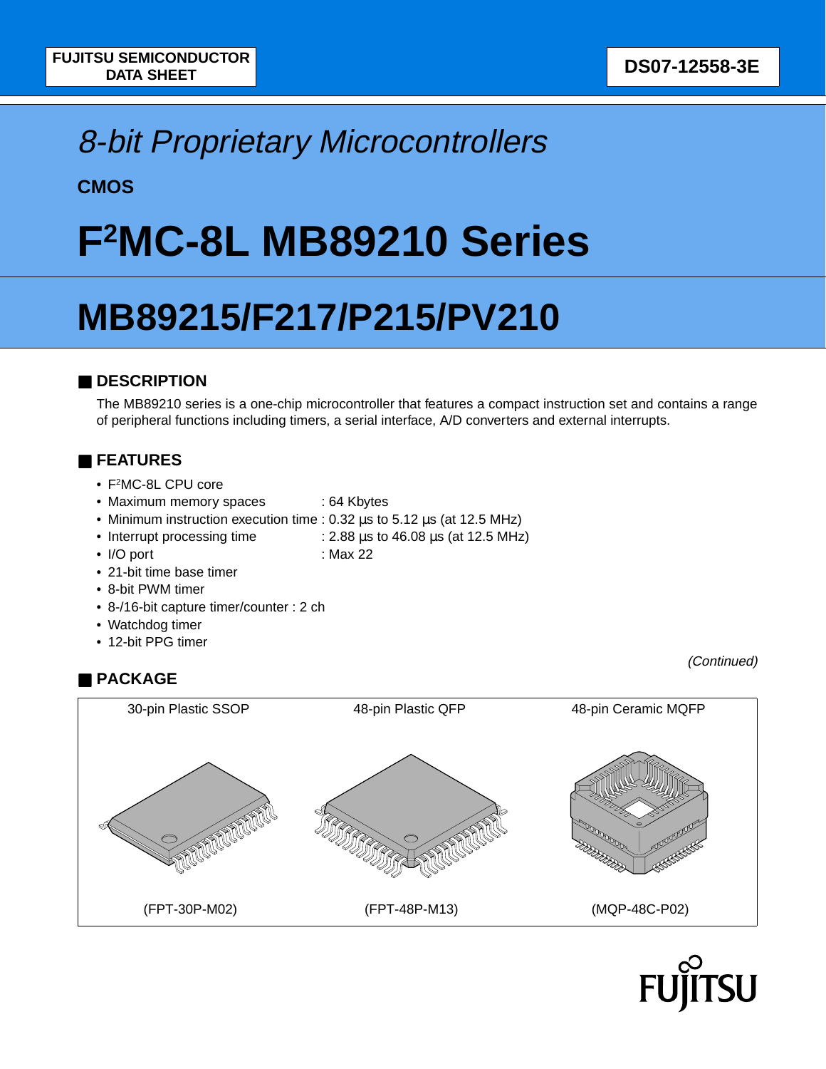FUJITSU SEMICONDUCTOR
DATA SHEET

DS07-12558-3E

*8-bit Proprietary Microcontrollers*

**CMOS**

# F²MC-8L MB89210 Series

# MB89215/F217/P215/PV210

## ■ DESCRIPTION

The MB89210 series is a one-chip microcontroller that features a compact instruction set and contains a range of peripheral functions including timers, a serial interface, A/D converters and external interrupts.

## ■ FEATURES

- F²MC-8L CPU core
- Maximum memory spaces : 64 Kbytes
- Minimum instruction execution time : 0.32 µs to 5.12 µs (at 12.5 MHz)
- Interrupt processing time : 2.88 µs to 46.08 µs (at 12.5 MHz)
- I/O port : Max 22
- 21-bit time base timer
- 8-bit PWM timer
- 8-/16-bit capture timer/counter : 2 ch
- Watchdog timer
- 12-bit PPG timer

*(Continued)*

## ■ PACKAGE

| 30-pin Plastic SSOP | 48-pin Plastic QFP | 48-pin Ceramic MQFP |
| --- | --- | --- |
| (FPT-30P-M02) | (FPT-48P-M13) | (MQP-48C-P02) |

FUJITSU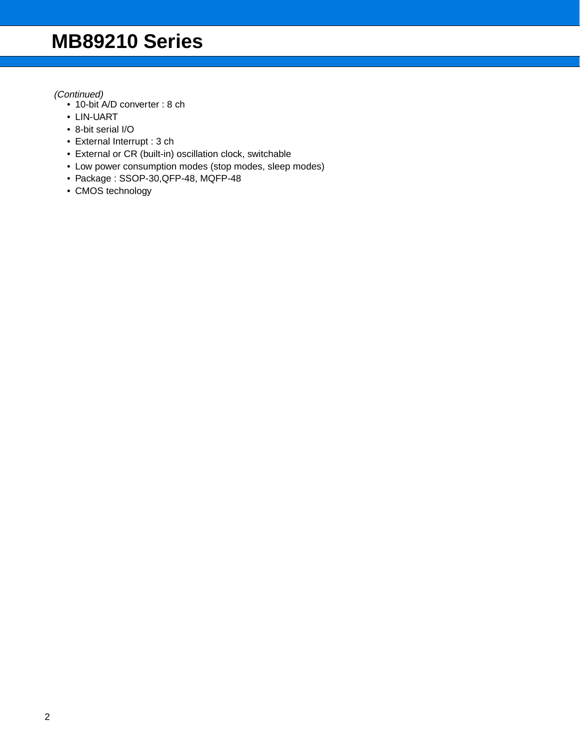*(Continued)*

- 10-bit A/D converter : 8 ch
- LIN-UART
- 8-bit serial I/O
- External Interrupt : 3 ch
- External or CR (built-in) oscillation clock, switchable
- Low power consumption modes (stop modes, sleep modes)
- Package : SSOP-30,QFP-48, MQFP-48
- CMOS technology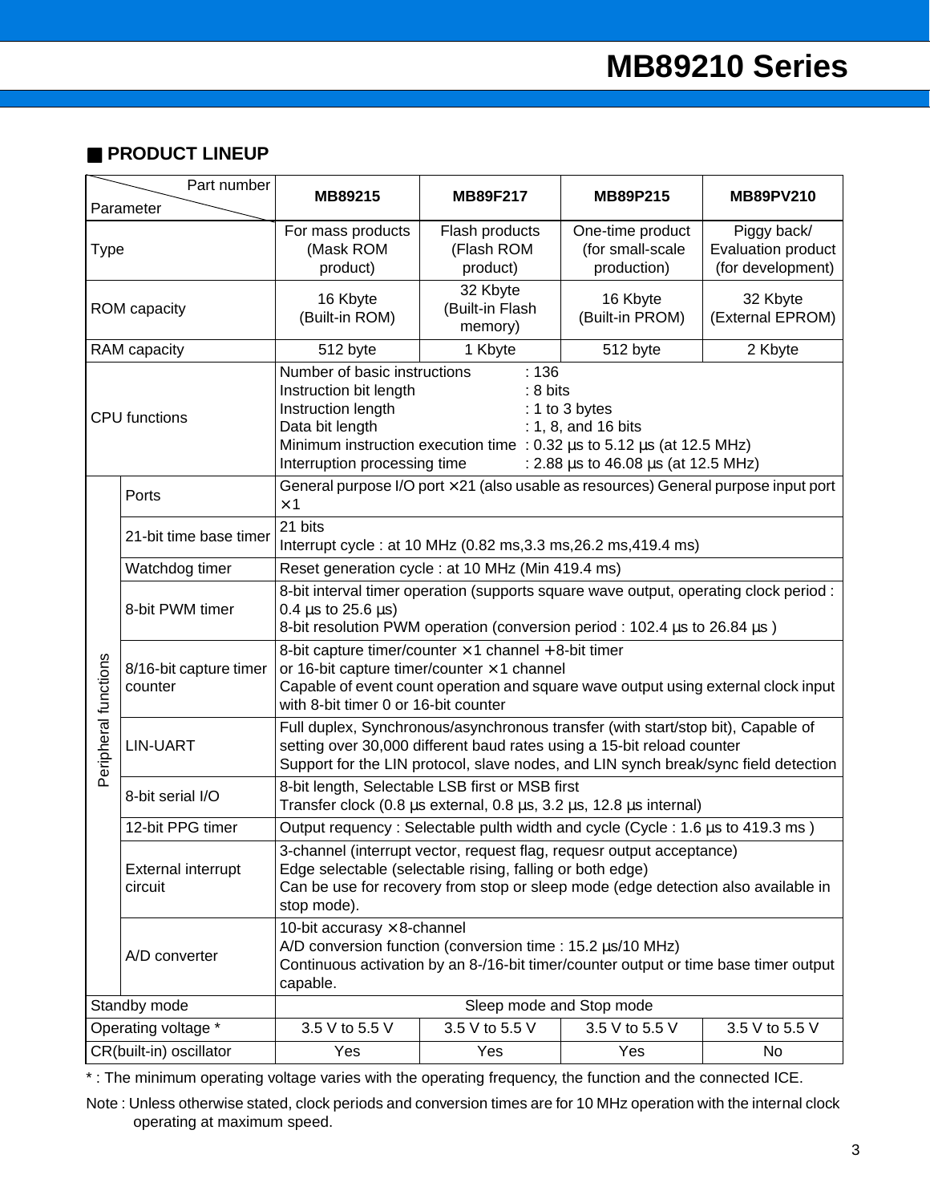## ■ PRODUCT LINEUP

| Parameter \ Part number | | MB89215 | MB89F217 | MB89P215 | MB89PV210 |
|---|---|---|---|---|---|
| Type | | For mass products (Mask ROM product) | Flash products (Flash ROM product) | One-time product (for small-scale production) | Piggy back/ Evaluation product (for development) |
| ROM capacity | | 16 Kbyte (Built-in ROM) | 32 Kbyte (Built-in Flash memory) | 16 Kbyte (Built-in PROM) | 32 Kbyte (External EPROM) |
| RAM capacity | | 512 byte | 1 Kbyte | 512 byte | 2 Kbyte |
| CPU functions | | Number of basic instructions : 136<br>Instruction bit length : 8 bits<br>Instruction length : 1 to 3 bytes<br>Data bit length : 1, 8, and 16 bits<br>Minimum instruction execution time : 0.32 µs to 5.12 µs (at 12.5 MHz)<br>Interruption processing time : 2.88 µs to 46.08 µs (at 12.5 MHz) | | | |
| Peripheral functions | Ports | General purpose I/O port ×21 (also usable as resources) General purpose input port ×1 | | | |
| | 21-bit time base timer | 21 bits<br>Interrupt cycle : at 10 MHz (0.82 ms,3.3 ms,26.2 ms,419.4 ms) | | | |
| | Watchdog timer | Reset generation cycle : at 10 MHz (Min 419.4 ms) | | | |
| | 8-bit PWM timer | 8-bit interval timer operation (supports square wave output, operating clock period : 0.4 µs to 25.6 µs)<br>8-bit resolution PWM operation (conversion period : 102.4 µs to 26.84 µs ) | | | |
| | 8/16-bit capture timer counter | 8-bit capture timer/counter ×1 channel +8-bit timer<br>or 16-bit capture timer/counter ×1 channel<br>Capable of event count operation and square wave output using external clock input with 8-bit timer 0 or 16-bit counter | | | |
| | LIN-UART | Full duplex, Synchronous/asynchronous transfer (with start/stop bit), Capable of setting over 30,000 different baud rates using a 15-bit reload counter<br>Support for the LIN protocol, slave nodes, and LIN synch break/sync field detection | | | |
| | 8-bit serial I/O | 8-bit length, Selectable LSB first or MSB first<br>Transfer clock (0.8 µs external, 0.8 µs, 3.2 µs, 12.8 µs internal) | | | |
| | 12-bit PPG timer | Output requency : Selectable pulth width and cycle (Cycle : 1.6 µs to 419.3 ms ) | | | |
| | External interrupt circuit | 3-channel (interrupt vector, request flag, requesr output acceptance)<br>Edge selectable (selectable rising, falling or both edge)<br>Can be use for recovery from stop or sleep mode (edge detection also available in stop mode). | | | |
| | A/D converter | 10-bit accurasy ×8-channel<br>A/D conversion function (conversion time : 15.2 µs/10 MHz)<br>Continuous activation by an 8-/16-bit timer/counter output or time base timer output capable. | | | |
| Standby mode | | Sleep mode and Stop mode | | | |
| Operating voltage * | | 3.5 V to 5.5 V | 3.5 V to 5.5 V | 3.5 V to 5.5 V | 3.5 V to 5.5 V |
| CR(built-in) oscillator | | Yes | Yes | Yes | No |

* : The minimum operating voltage varies with the operating frequency, the function and the connected ICE.

Note : Unless otherwise stated, clock periods and conversion times are for 10 MHz operation with the internal clock operating at maximum speed.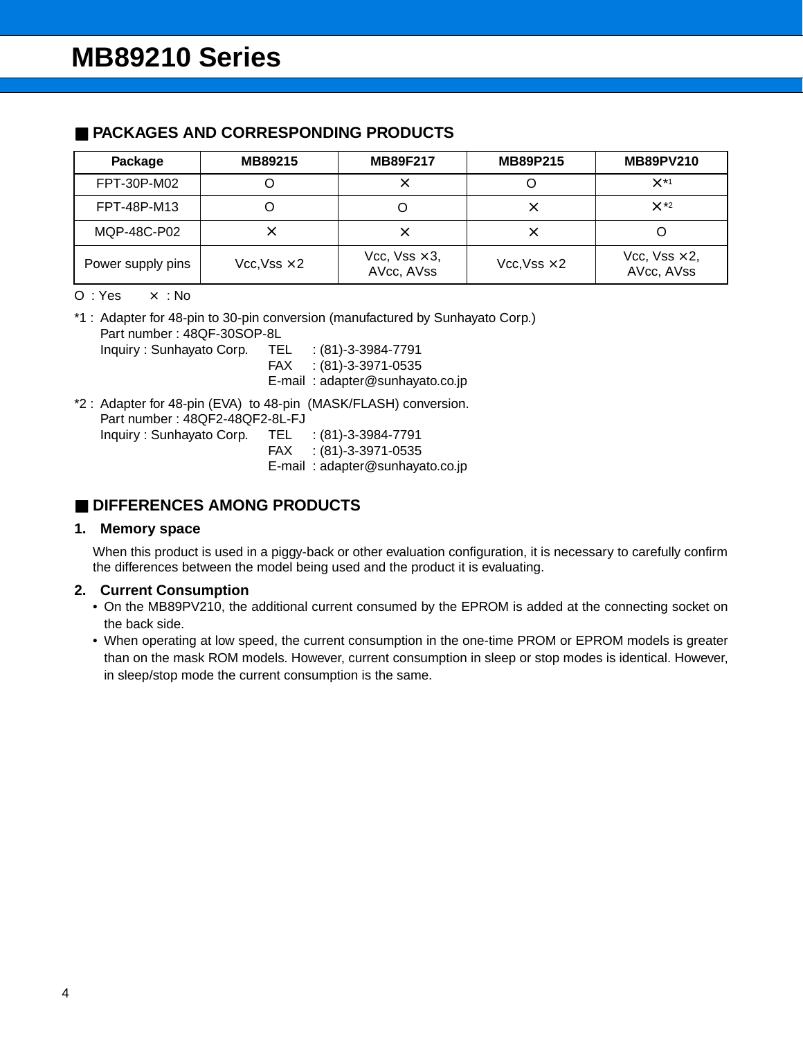## ■ PACKAGES AND CORRESPONDING PRODUCTS

| Package | MB89215 | MB89F217 | MB89P215 | MB89PV210 |
|---|---|---|---|---|
| FPT-30P-M02 | O | × | O | ×*1 |
| FPT-48P-M13 | O | O | × | ×*2 |
| MQP-48C-P02 | × | × | × | O |
| Power supply pins | Vcc,Vss ×2 | Vcc, Vss ×3, AVcc, AVss | Vcc,Vss ×2 | Vcc, Vss ×2, AVcc, AVss |

O : Yes  × : No

*1 : Adapter for 48-pin to 30-pin conversion (manufactured by Sunhayato Corp.)
Part number : 48QF-30SOP-8L
Inquiry : Sunhayato Corp.  TEL : (81)-3-3984-7791
FAX : (81)-3-3971-0535
E-mail : adapter@sunhayato.co.jp

*2 : Adapter for 48-pin (EVA) to 48-pin (MASK/FLASH) conversion.
Part number : 48QF2-48QF2-8L-FJ
Inquiry : Sunhayato Corp.  TEL : (81)-3-3984-7791
FAX : (81)-3-3971-0535
E-mail : adapter@sunhayato.co.jp

## ■ DIFFERENCES AMONG PRODUCTS

### 1. Memory space

When this product is used in a piggy-back or other evaluation configuration, it is necessary to carefully confirm the differences between the model being used and the product it is evaluating.

### 2. Current Consumption

- On the MB89PV210, the additional current consumed by the EPROM is added at the connecting socket on the back side.
- When operating at low speed, the current consumption in the one-time PROM or EPROM models is greater than on the mask ROM models. However, current consumption in sleep or stop modes is identical. However, in sleep/stop mode the current consumption is the same.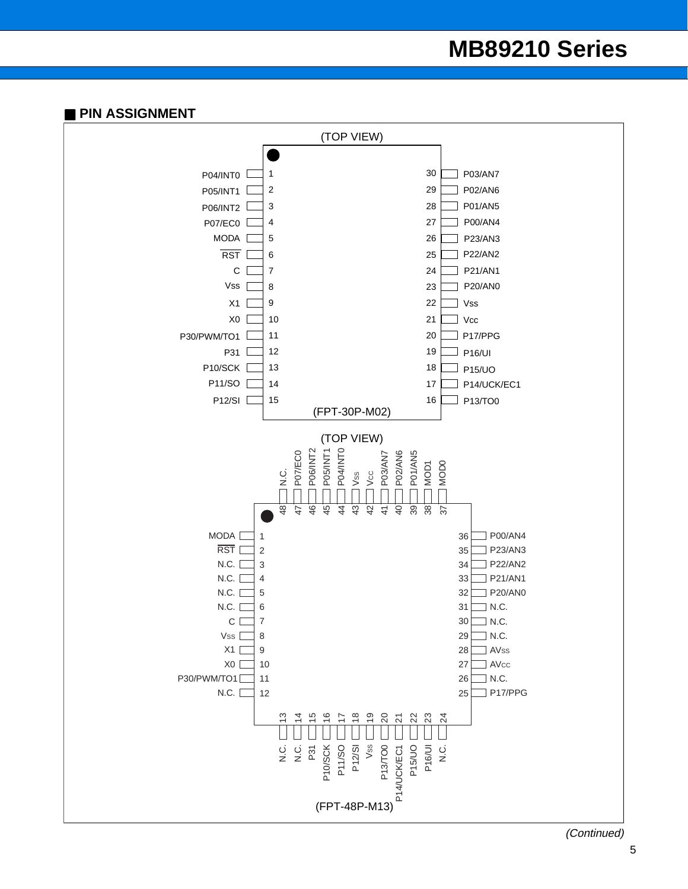## ■ PIN ASSIGNMENT

(TOP VIEW)

| Pin | Name | Pin | Name |
|---|---|---|---|
| 1 | P04/INT0 | 30 | P03/AN7 |
| 2 | P05/INT1 | 29 | P02/AN6 |
| 3 | P06/INT2 | 28 | P01/AN5 |
| 4 | P07/EC0 | 27 | P00/AN4 |
| 5 | MODA | 26 | P23/AN3 |
| 6 | RST (active low) | 25 | P22/AN2 |
| 7 | C | 24 | P21/AN1 |
| 8 | Vss | 23 | P20/AN0 |
| 9 | X1 | 22 | Vss |
| 10 | X0 | 21 | Vcc |
| 11 | P30/PWM/TO1 | 20 | P17/PPG |
| 12 | P31 | 19 | P16/UI |
| 13 | P10/SCK | 18 | P15/UO |
| 14 | P11/SO | 17 | P14/UCK/EC1 |
| 15 | P12/SI | 16 | P13/TO0 |

(FPT-30P-M02)

(TOP VIEW)

| Pin | Name | Pin | Name | Pin | Name | Pin | Name |
|---|---|---|---|---|---|---|---|
| 1 | MODA | 13 | N.C. | 25 | P17/PPG | 37 | MOD0 |
| 2 | RST (active low) | 14 | N.C. | 26 | N.C. | 38 | MOD1 |
| 3 | N.C. | 15 | P31 | 27 | AVcc | 39 | P01/AN5 |
| 4 | N.C. | 16 | P10/SCK | 28 | AVss | 40 | P02/AN6 |
| 5 | N.C. | 17 | P11/SO | 29 | N.C. | 41 | P03/AN7 |
| 6 | N.C. | 18 | P12/SI | 30 | N.C. | 42 | Vcc |
| 7 | C | 19 | Vss | 31 | N.C. | 43 | Vss |
| 8 | Vss | 20 | P13/TO0 | 32 | P20/AN0 | 44 | P04/INT0 |
| 9 | X1 | 21 | P14/UCK/EC1 | 33 | P21/AN1 | 45 | P05/INT1 |
| 10 | X0 | 22 | P15/UO | 34 | P22/AN2 | 46 | P06/INT2 |
| 11 | P30/PWM/TO1 | 23 | P16/UI | 35 | P23/AN3 | 47 | P07/EC0 |
| 12 | N.C. | 24 | N.C. | 36 | P00/AN4 | 48 | N.C. |

(FPT-48P-M13)

*(Continued)*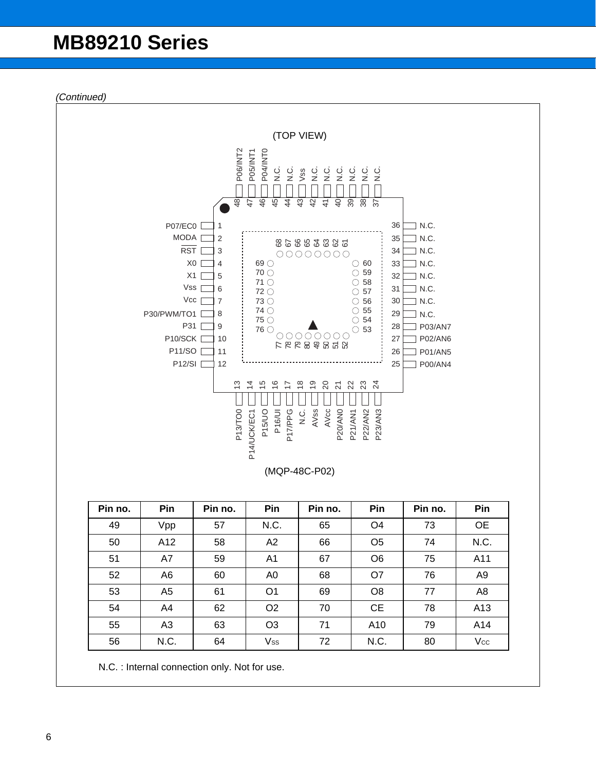*(Continued)*

(TOP VIEW)

(MQP-48C-P02)

| Pin no. | Pin | Pin no. | Pin | Pin no. | Pin | Pin no. | Pin |
|---|---|---|---|---|---|---|---|
| 49 | Vpp | 57 | N.C. | 65 | O4 | 73 | OE |
| 50 | A12 | 58 | A2 | 66 | O5 | 74 | N.C. |
| 51 | A7 | 59 | A1 | 67 | O6 | 75 | A11 |
| 52 | A6 | 60 | A0 | 68 | O7 | 76 | A9 |
| 53 | A5 | 61 | O1 | 69 | O8 | 77 | A8 |
| 54 | A4 | 62 | O2 | 70 | CE | 78 | A13 |
| 55 | A3 | 63 | O3 | 71 | A10 | 79 | A14 |
| 56 | N.C. | 64 | $V_{SS}$ | 72 | N.C. | 80 | $V_{CC}$ |

N.C. : Internal connection only. Not for use.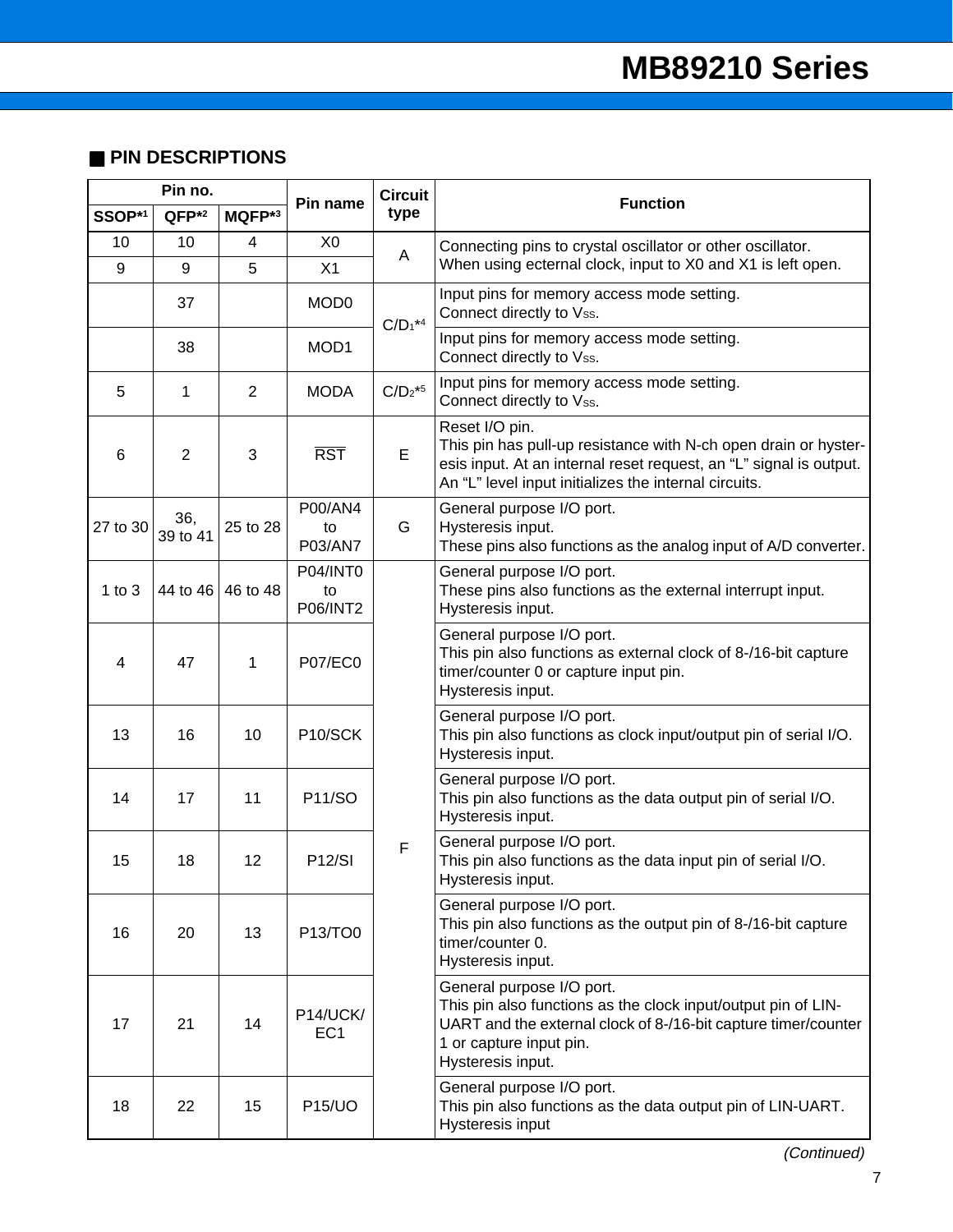## ■ PIN DESCRIPTIONS

| Pin no. | | | Pin name | Circuit type | Function |
|---|---|---|---|---|---|
| SSOP*1 | QFP*2 | MQFP*3 | | | |
| 10 | 10 | 4 | X0 | A | Connecting pins to crystal oscillator or other oscillator.<br>When using ecternal clock, input to X0 and X1 is left open. |
| 9 | 9 | 5 | X1 | | |
| | 37 | | MOD0 | C/D1*4 | Input pins for memory access mode setting.<br>Connect directly to $V_{SS}$. |
| | 38 | | MOD1 | | Input pins for memory access mode setting.<br>Connect directly to $V_{SS}$. |
| 5 | 1 | 2 | MODA | C/D2*5 | Input pins for memory access mode setting.<br>Connect directly to $V_{SS}$. |
| 6 | 2 | 3 | $\overline{\text{RST}}$ | E | Reset I/O pin.<br>This pin has pull-up resistance with N-ch open drain or hysteresis input. At an internal reset request, an "L" signal is output. An "L" level input initializes the internal circuits. |
| 27 to 30 | 36,<br>39 to 41 | 25 to 28 | P00/AN4<br>to<br>P03/AN7 | G | General purpose I/O port.<br>Hysteresis input.<br>These pins also functions as the analog input of A/D converter. |
| 1 to 3 | 44 to 46 | 46 to 48 | P04/INT0<br>to<br>P06/INT2 | F | General purpose I/O port.<br>These pins also functions as the external interrupt input.<br>Hysteresis input. |
| 4 | 47 | 1 | P07/EC0 | | General purpose I/O port.<br>This pin also functions as external clock of 8-/16-bit capture timer/counter 0 or capture input pin.<br>Hysteresis input. |
| 13 | 16 | 10 | P10/SCK | | General purpose I/O port.<br>This pin also functions as clock input/output pin of serial I/O.<br>Hysteresis input. |
| 14 | 17 | 11 | P11/SO | | General purpose I/O port.<br>This pin also functions as the data output pin of serial I/O.<br>Hysteresis input. |
| 15 | 18 | 12 | P12/SI | | General purpose I/O port.<br>This pin also functions as the data input pin of serial I/O.<br>Hysteresis input. |
| 16 | 20 | 13 | P13/TO0 | | General purpose I/O port.<br>This pin also functions as the output pin of 8-/16-bit capture timer/counter 0.<br>Hysteresis input. |
| 17 | 21 | 14 | P14/UCK/<br>EC1 | | General purpose I/O port.<br>This pin also functions as the clock input/output pin of LIN-UART and the external clock of 8-/16-bit capture timer/counter 1 or capture input pin.<br>Hysteresis input. |
| 18 | 22 | 15 | P15/UO | | General purpose I/O port.<br>This pin also functions as the data output pin of LIN-UART.<br>Hysteresis input |

*(Continued)*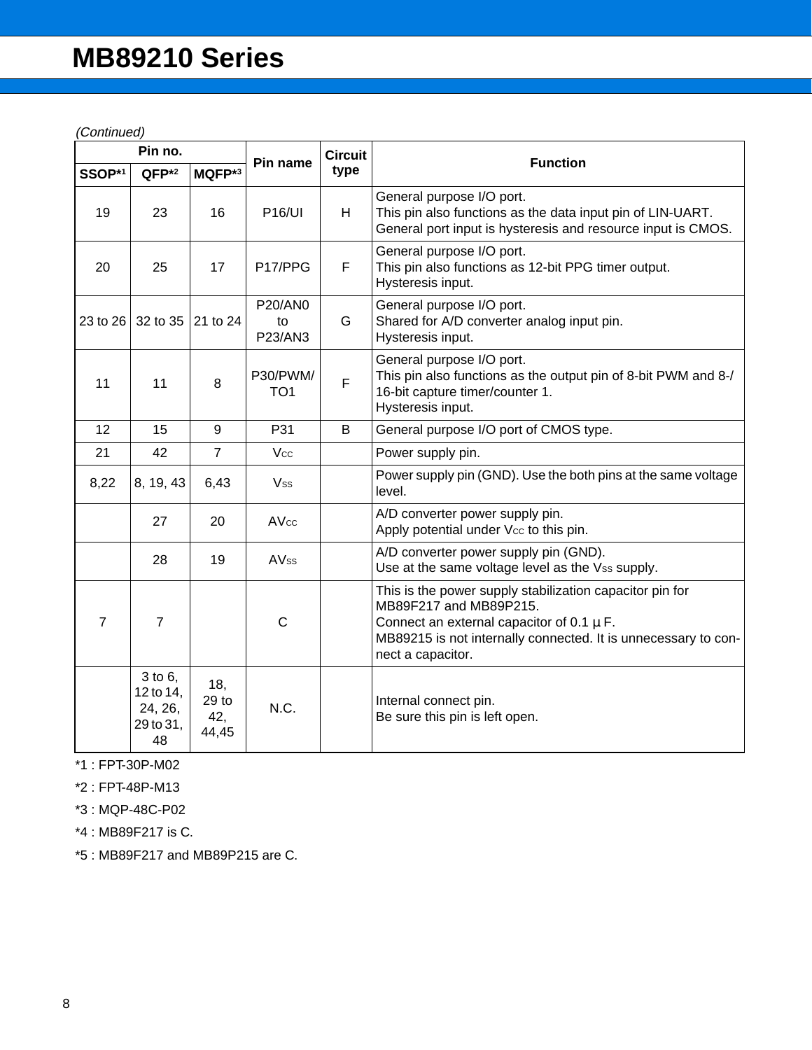*(Continued)*

| Pin no. | | | Pin name | Circuit type | Function |
|---|---|---|---|---|---|
| SSOP*1 | QFP*2 | MQFP*3 | | | |
| 19 | 23 | 16 | P16/UI | H | General purpose I/O port.<br>This pin also functions as the data input pin of LIN-UART.<br>General port input is hysteresis and resource input is CMOS. |
| 20 | 25 | 17 | P17/PPG | F | General purpose I/O port.<br>This pin also functions as 12-bit PPG timer output.<br>Hysteresis input. |
| 23 to 26 | 32 to 35 | 21 to 24 | P20/AN0 to P23/AN3 | G | General purpose I/O port.<br>Shared for A/D converter analog input pin.<br>Hysteresis input. |
| 11 | 11 | 8 | P30/PWM/TO1 | F | General purpose I/O port.<br>This pin also functions as the output pin of 8-bit PWM and 8-/16-bit capture timer/counter 1.<br>Hysteresis input. |
| 12 | 15 | 9 | P31 | B | General purpose I/O port of CMOS type. |
| 21 | 42 | 7 | $V_{CC}$ | | Power supply pin. |
| 8,22 | 8, 19, 43 | 6,43 | $V_{SS}$ | | Power supply pin (GND). Use the both pins at the same voltage level. |
| | 27 | 20 | $AV_{CC}$ | | A/D converter power supply pin.<br>Apply potential under $V_{CC}$ to this pin. |
| | 28 | 19 | $AV_{SS}$ | | A/D converter power supply pin (GND).<br>Use at the same voltage level as the $V_{SS}$ supply. |
| 7 | 7 | | C | | This is the power supply stabilization capacitor pin for MB89F217 and MB89P215.<br>Connect an external capacitor of 0.1 µF.<br>MB89215 is not internally connected. It is unnecessary to connect a capacitor. |
| | 3 to 6, 12 to 14, 24, 26, 29 to 31, 48 | 18, 29 to 42, 44,45 | N.C. | | Internal connect pin.<br>Be sure this pin is left open. |

*1 : FPT-30P-M02

*2 : FPT-48P-M13

*3 : MQP-48C-P02

*4 : MB89F217 is C.

*5 : MB89F217 and MB89P215 are C.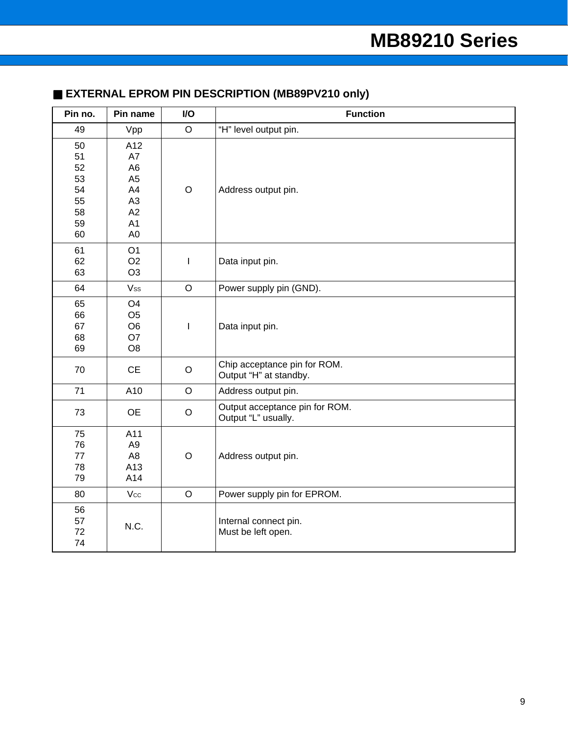## ■ EXTERNAL EPROM PIN DESCRIPTION (MB89PV210 only)

| Pin no. | Pin name | I/O | Function |
|---|---|---|---|
| 49 | Vpp | O | "H" level output pin. |
| 50<br>51<br>52<br>53<br>54<br>55<br>58<br>59<br>60 | A12<br>A7<br>A6<br>A5<br>A4<br>A3<br>A2<br>A1<br>A0 | O | Address output pin. |
| 61<br>62<br>63 | O1<br>O2<br>O3 | I | Data input pin. |
| 64 | $V_{SS}$ | O | Power supply pin (GND). |
| 65<br>66<br>67<br>68<br>69 | O4<br>O5<br>O6<br>O7<br>O8 | I | Data input pin. |
| 70 | CE | O | Chip acceptance pin for ROM.<br>Output "H" at standby. |
| 71 | A10 | O | Address output pin. |
| 73 | OE | O | Output acceptance pin for ROM.<br>Output "L" usually. |
| 75<br>76<br>77<br>78<br>79 | A11<br>A9<br>A8<br>A13<br>A14 | O | Address output pin. |
| 80 | $V_{CC}$ | O | Power supply pin for EPROM. |
| 56<br>57<br>72<br>74 | N.C. | | Internal connect pin.<br>Must be left open. |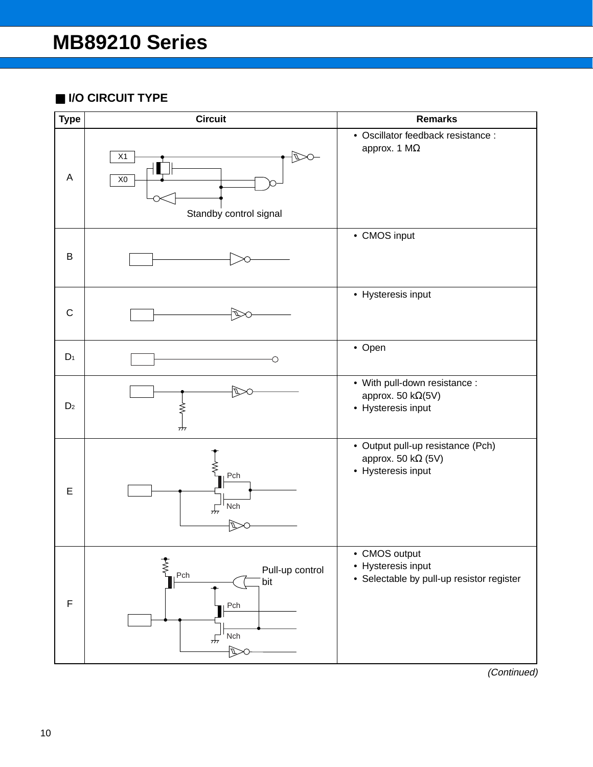## ■ I/O CIRCUIT TYPE

| Type | Circuit | Remarks |
|---|---|---|
| A | X1, X0, Standby control signal | • Oscillator feedback resistance : approx. 1 MΩ |
| B | | • CMOS input |
| C | | • Hysteresis input |
| $D_1$ | | • Open |
| $D_2$ | | • With pull-down resistance : approx. 50 kΩ(5V)<br>• Hysteresis input |
| E | Pch, Nch | • Output pull-up resistance (Pch) approx. 50 kΩ (5V)<br>• Hysteresis input |
| F | Pch, Pull-up control bit, Pch, Nch | • CMOS output<br>• Hysteresis input<br>• Selectable by pull-up resistor register |

*(Continued)*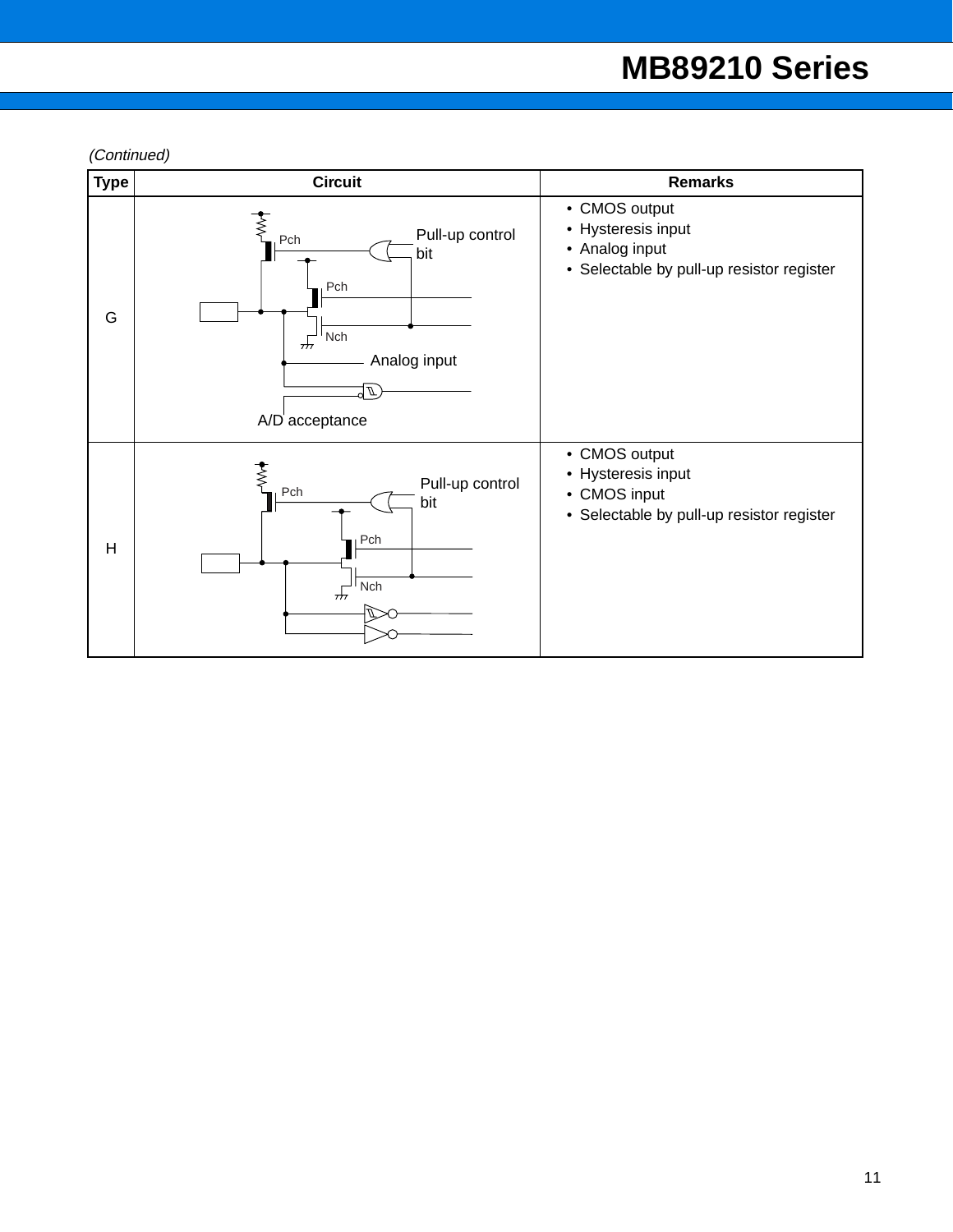*(Continued)*

| Type | Circuit | Remarks |
|---|---|---|
| G | Pch, Pull-up control bit, Pch, Nch, Analog input, A/D acceptance | • CMOS output<br>• Hysteresis input<br>• Analog input<br>• Selectable by pull-up resistor register |
| H | Pch, Pull-up control bit, Pch, Nch | • CMOS output<br>• Hysteresis input<br>• CMOS input<br>• Selectable by pull-up resistor register |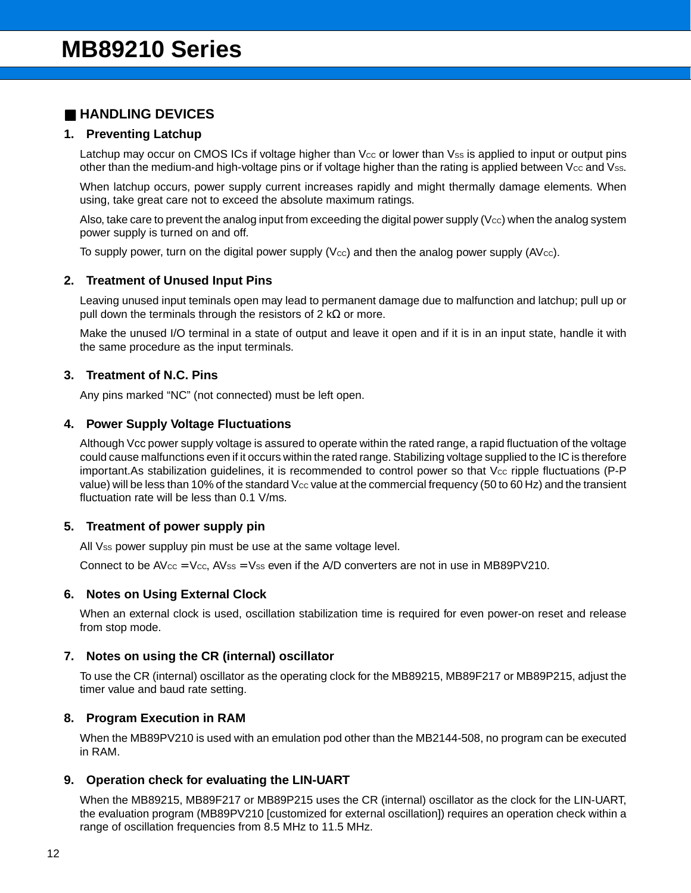## ■ HANDLING DEVICES

### 1. Preventing Latchup

Latchup may occur on CMOS ICs if voltage higher than $V_{CC}$ or lower than $V_{SS}$ is applied to input or output pins other than the medium-and high-voltage pins or if voltage higher than the rating is applied between $V_{CC}$ and $V_{SS}$.

When latchup occurs, power supply current increases rapidly and might thermally damage elements. When using, take great care not to exceed the absolute maximum ratings.

Also, take care to prevent the analog input from exceeding the digital power supply ($V_{CC}$) when the analog system power supply is turned on and off.

To supply power, turn on the digital power supply ($V_{CC}$) and then the analog power supply ($AV_{CC}$).

### 2. Treatment of Unused Input Pins

Leaving unused input teminals open may lead to permanent damage due to malfunction and latchup; pull up or pull down the terminals through the resistors of 2 kΩ or more.

Make the unused I/O terminal in a state of output and leave it open and if it is in an input state, handle it with the same procedure as the input terminals.

### 3. Treatment of N.C. Pins

Any pins marked “NC” (not connected) must be left open.

### 4. Power Supply Voltage Fluctuations

Although Vcc power supply voltage is assured to operate within the rated range, a rapid fluctuation of the voltage could cause malfunctions even if it occurs within the rated range. Stabilizing voltage supplied to the IC is therefore important.As stabilization guidelines, it is recommended to control power so that $V_{CC}$ ripple fluctuations (P-P value) will be less than 10% of the standard $V_{CC}$ value at the commercial frequency (50 to 60 Hz) and the transient fluctuation rate will be less than 0.1 V/ms.

### 5. Treatment of power supply pin

All $V_{SS}$ power suppluy pin must be use at the same voltage level.

Connect to be $AV_{CC} = V_{CC}$, $AV_{SS} = V_{SS}$ even if the A/D converters are not in use in MB89PV210.

### 6. Notes on Using External Clock

When an external clock is used, oscillation stabilization time is required for even power-on reset and release from stop mode.

### 7. Notes on using the CR (internal) oscillator

To use the CR (internal) oscillator as the operating clock for the MB89215, MB89F217 or MB89P215, adjust the timer value and baud rate setting.

### 8. Program Execution in RAM

When the MB89PV210 is used with an emulation pod other than the MB2144-508, no program can be executed in RAM.

### 9. Operation check for evaluating the LIN-UART

When the MB89215, MB89F217 or MB89P215 uses the CR (internal) oscillator as the clock for the LIN-UART, the evaluation program (MB89PV210 [customized for external oscillation]) requires an operation check within a range of oscillation frequencies from 8.5 MHz to 11.5 MHz.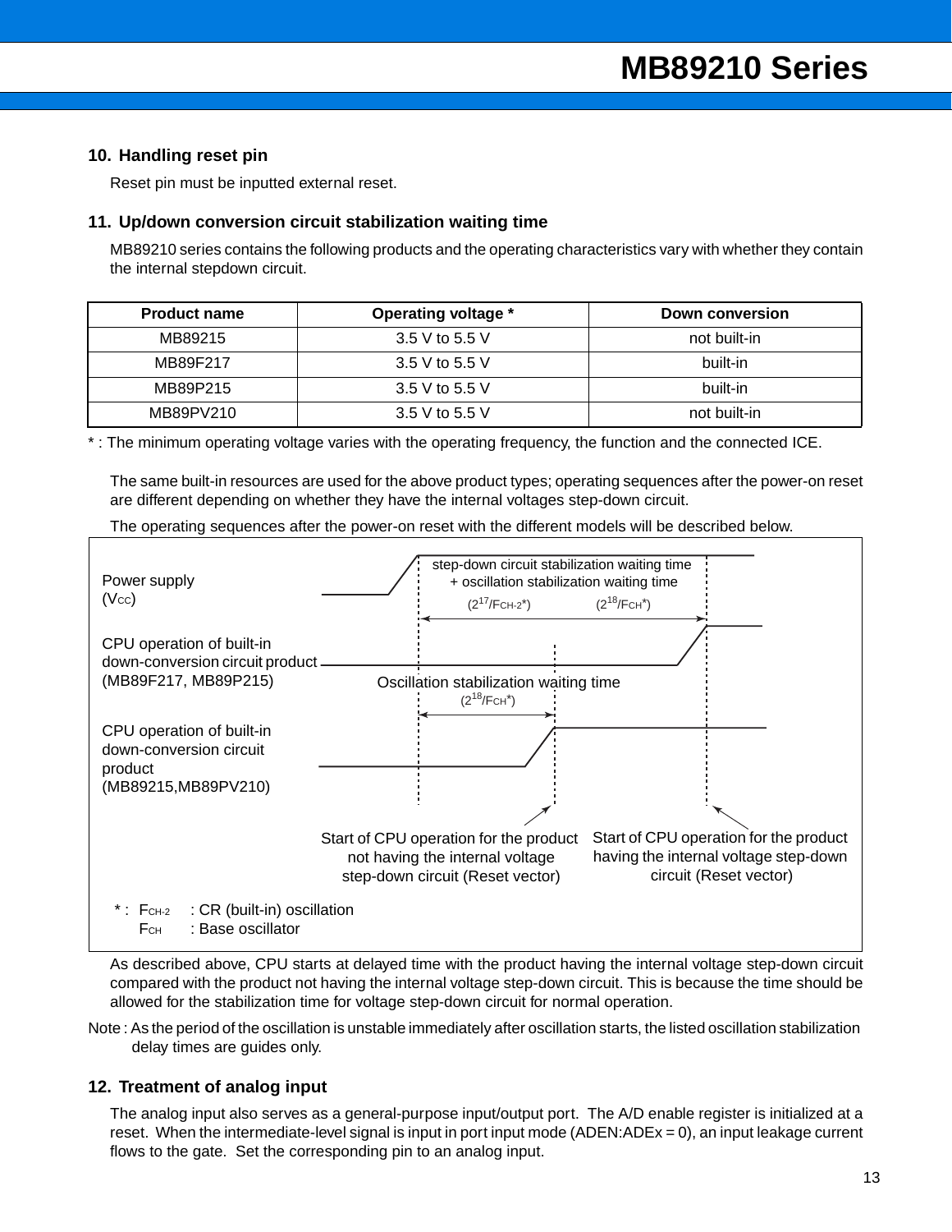## 10. Handling reset pin

Reset pin must be inputted external reset.

## 11. Up/down conversion circuit stabilization waiting time

MB89210 series contains the following products and the operating characteristics vary with whether they contain the internal stepdown circuit.

| Product name | Operating voltage * | Down conversion |
|---|---|---|
| MB89215 | 3.5 V to 5.5 V | not built-in |
| MB89F217 | 3.5 V to 5.5 V | built-in |
| MB89P215 | 3.5 V to 5.5 V | built-in |
| MB89PV210 | 3.5 V to 5.5 V | not built-in |

* : The minimum operating voltage varies with the operating frequency, the function and the connected ICE.

The same built-in resources are used for the above product types; operating sequences after the power-on reset are different depending on whether they have the internal voltages step-down circuit.

The operating sequences after the power-on reset with the different models will be described below.

Power supply ($V_{CC}$)

step-down circuit stabilization waiting time + oscillation stabilization waiting time

($2^{17}/F_{CH-2}$*) ($2^{18}/F_{CH}$*)

CPU operation of built-in down-conversion circuit product (MB89F217, MB89P215)

Oscillation stabilization waiting time ($2^{18}/F_{CH}$*)

CPU operation of built-in down-conversion circuit product (MB89215,MB89PV210)

Start of CPU operation for the product not having the internal voltage step-down circuit (Reset vector)

Start of CPU operation for the product having the internal voltage step-down circuit (Reset vector)

* : $F_{CH-2}$ : CR (built-in) oscillation
$F_{CH}$ : Base oscillator

As described above, CPU starts at delayed time with the product having the internal voltage step-down circuit compared with the product not having the internal voltage step-down circuit. This is because the time should be allowed for the stabilization time for voltage step-down circuit for normal operation.

Note : As the period of the oscillation is unstable immediately after oscillation starts, the listed oscillation stabilization delay times are guides only.

## 12. Treatment of analog input

The analog input also serves as a general-purpose input/output port. The A/D enable register is initialized at a reset. When the intermediate-level signal is input in port input mode (ADEN:ADEx = 0), an input leakage current flows to the gate. Set the corresponding pin to an analog input.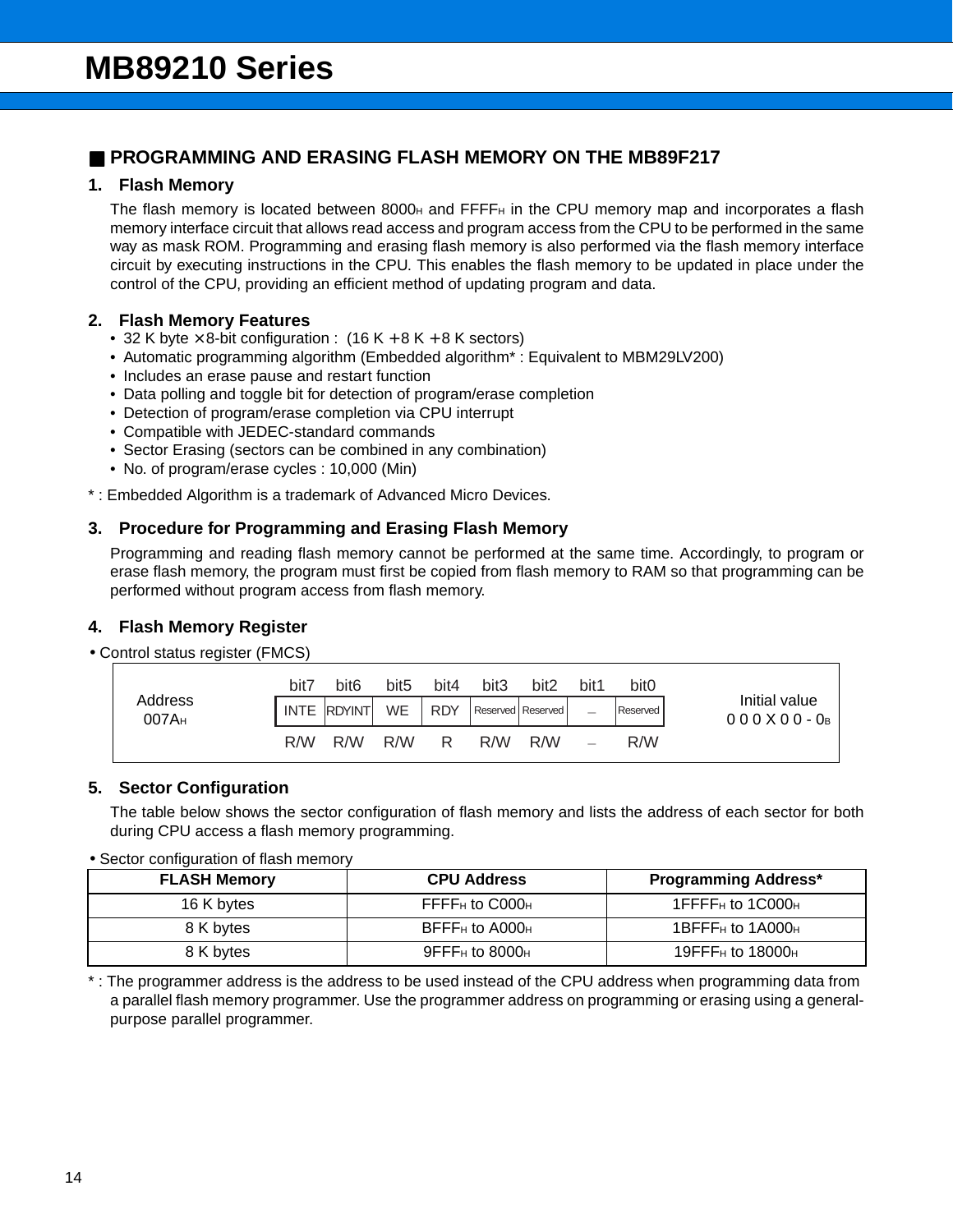## ■ PROGRAMMING AND ERASING FLASH MEMORY ON THE MB89F217

### 1. Flash Memory

The flash memory is located between $8000_H$ and $FFFF_H$ in the CPU memory map and incorporates a flash memory interface circuit that allows read access and program access from the CPU to be performed in the same way as mask ROM. Programming and erasing flash memory is also performed via the flash memory interface circuit by executing instructions in the CPU. This enables the flash memory to be updated in place under the control of the CPU, providing an efficient method of updating program and data.

### 2. Flash Memory Features

- 32 K byte × 8-bit configuration : (16 K + 8 K + 8 K sectors)
- Automatic programming algorithm (Embedded algorithm* : Equivalent to MBM29LV200)
- Includes an erase pause and restart function
- Data polling and toggle bit for detection of program/erase completion
- Detection of program/erase completion via CPU interrupt
- Compatible with JEDEC-standard commands
- Sector Erasing (sectors can be combined in any combination)
- No. of program/erase cycles : 10,000 (Min)

* : Embedded Algorithm is a trademark of Advanced Micro Devices.

### 3. Procedure for Programming and Erasing Flash Memory

Programming and reading flash memory cannot be performed at the same time. Accordingly, to program or erase flash memory, the program must first be copied from flash memory to RAM so that programming can be performed without program access from flash memory.

### 4. Flash Memory Register

• Control status register (FMCS)

| Address | bit7 | bit6 | bit5 | bit4 | bit3 | bit2 | bit1 | bit0 | Initial value |
|---|---|---|---|---|---|---|---|---|---|
| $007A_H$ | INTE | RDYINT | WE | RDY | Reserved | Reserved | – | Reserved | $000X00\text{-}0_B$ |
| | R/W | R/W | R/W | R | R/W | R/W | – | R/W | |

### 5. Sector Configuration

The table below shows the sector configuration of flash memory and lists the address of each sector for both during CPU access a flash memory programming.

• Sector configuration of flash memory

| FLASH Memory | CPU Address | Programming Address* |
|---|---|---|
| 16 K bytes | $FFFF_H$ to $C000_H$ | $1FFFF_H$ to $1C000_H$ |
| 8 K bytes | $BFFF_H$ to $A000_H$ | $1BFFF_H$ to $1A000_H$ |
| 8 K bytes | $9FFF_H$ to $8000_H$ | $19FFF_H$ to $18000_H$ |

* : The programmer address is the address to be used instead of the CPU address when programming data from a parallel flash memory programmer. Use the programmer address on programming or erasing using a general-purpose parallel programmer.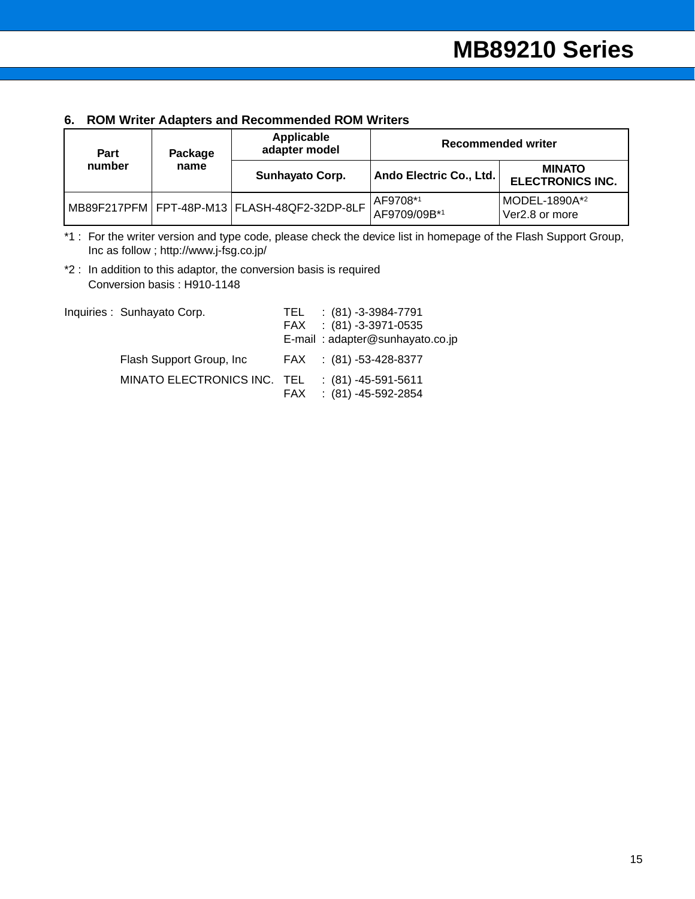### 6. ROM Writer Adapters and Recommended ROM Writers

| Part number | Package name | Applicable adapter model | Recommended writer | |
|---|---|---|---|---|
| | | Sunhayato Corp. | Ando Electric Co., Ltd. | MINATO ELECTRONICS INC. |
| MB89F217PFM | FPT-48P-M13 | FLASH-48QF2-32DP-8LF | AF9708*1<br>AF9709/09B*1 | MODEL-1890A*2<br>Ver2.8 or more |

*1 : For the writer version and type code, please check the device list in homepage of the Flash Support Group, Inc as follow ; http://www.j-fsg.co.jp/

*2 : In addition to this adaptor, the conversion basis is required
Conversion basis : H910-1148

Inquiries : Sunhayato Corp. TEL : (81) -3-3984-7791
FAX : (81) -3-3971-0535
E-mail : adapter@sunhayato.co.jp

Flash Support Group, Inc FAX : (81) -53-428-8377

MINATO ELECTRONICS INC. TEL : (81) -45-591-5611
FAX : (81) -45-592-2854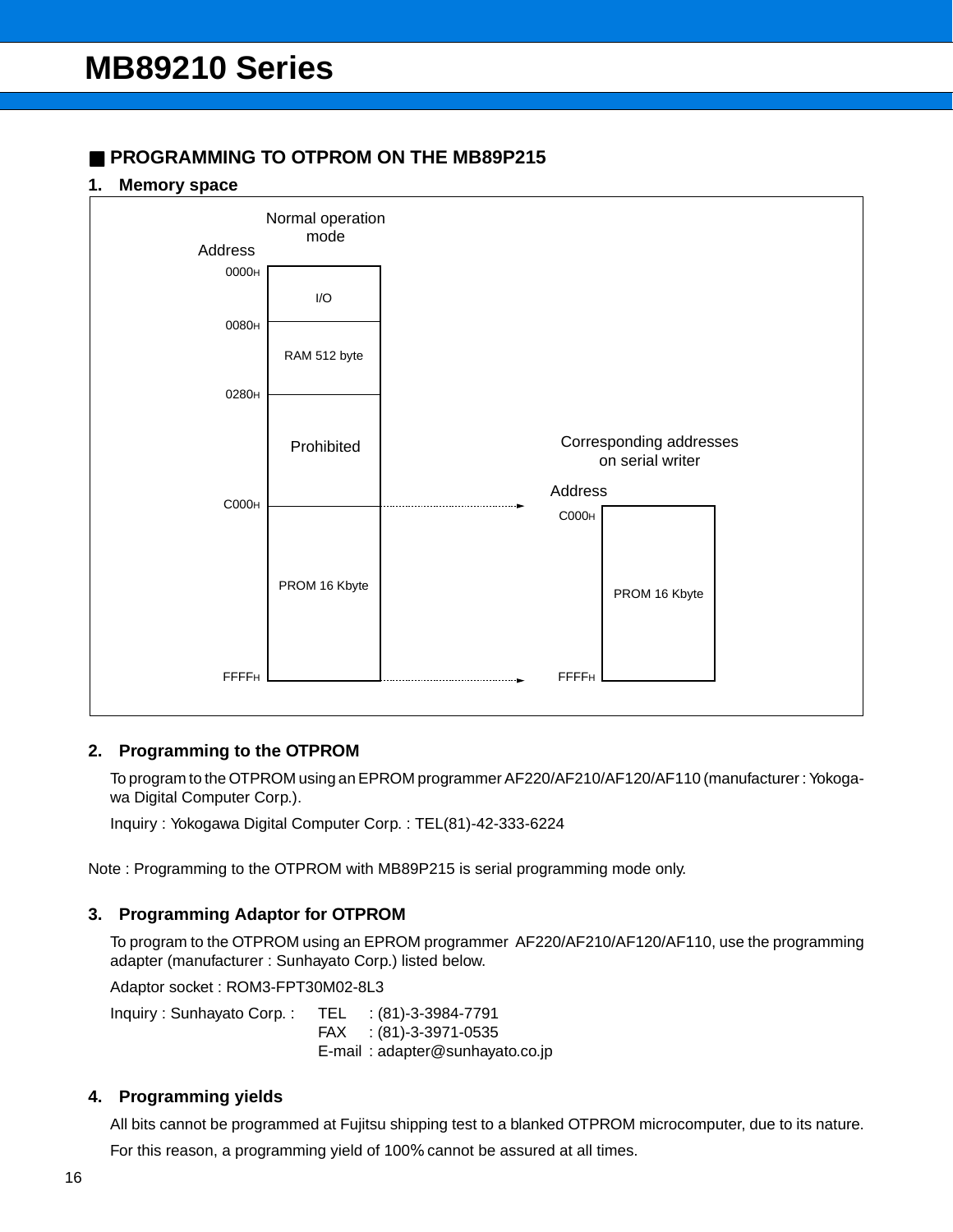## ■ PROGRAMMING TO OTPROM ON THE MB89P215

### 1. Memory space

Normal operation mode

| Address | |
|---|---|
| 0000H | I/O |
| 0080H | RAM 512 byte |
| 0280H | Prohibited |
| C000H | PROM 16 Kbyte |
| FFFFH | |

Corresponding addresses on serial writer

| Address | |
|---|---|
| C000H | PROM 16 Kbyte |
| FFFFH | |

### 2. Programming to the OTPROM

To program to the OTPROM using an EPROM programmer AF220/AF210/AF120/AF110 (manufacturer : Yokogawa Digital Computer Corp.).

Inquiry : Yokogawa Digital Computer Corp. : TEL(81)-42-333-6224

Note : Programming to the OTPROM with MB89P215 is serial programming mode only.

### 3. Programming Adaptor for OTPROM

To program to the OTPROM using an EPROM programmer AF220/AF210/AF120/AF110, use the programming adapter (manufacturer : Sunhayato Corp.) listed below.

Adaptor socket : ROM3-FPT30M02-8L3

Inquiry : Sunhayato Corp. : TEL : (81)-3-3984-7791
FAX : (81)-3-3971-0535
E-mail : adapter@sunhayato.co.jp

### 4. Programming yields

All bits cannot be programmed at Fujitsu shipping test to a blanked OTPROM microcomputer, due to its nature.

For this reason, a programming yield of 100% cannot be assured at all times.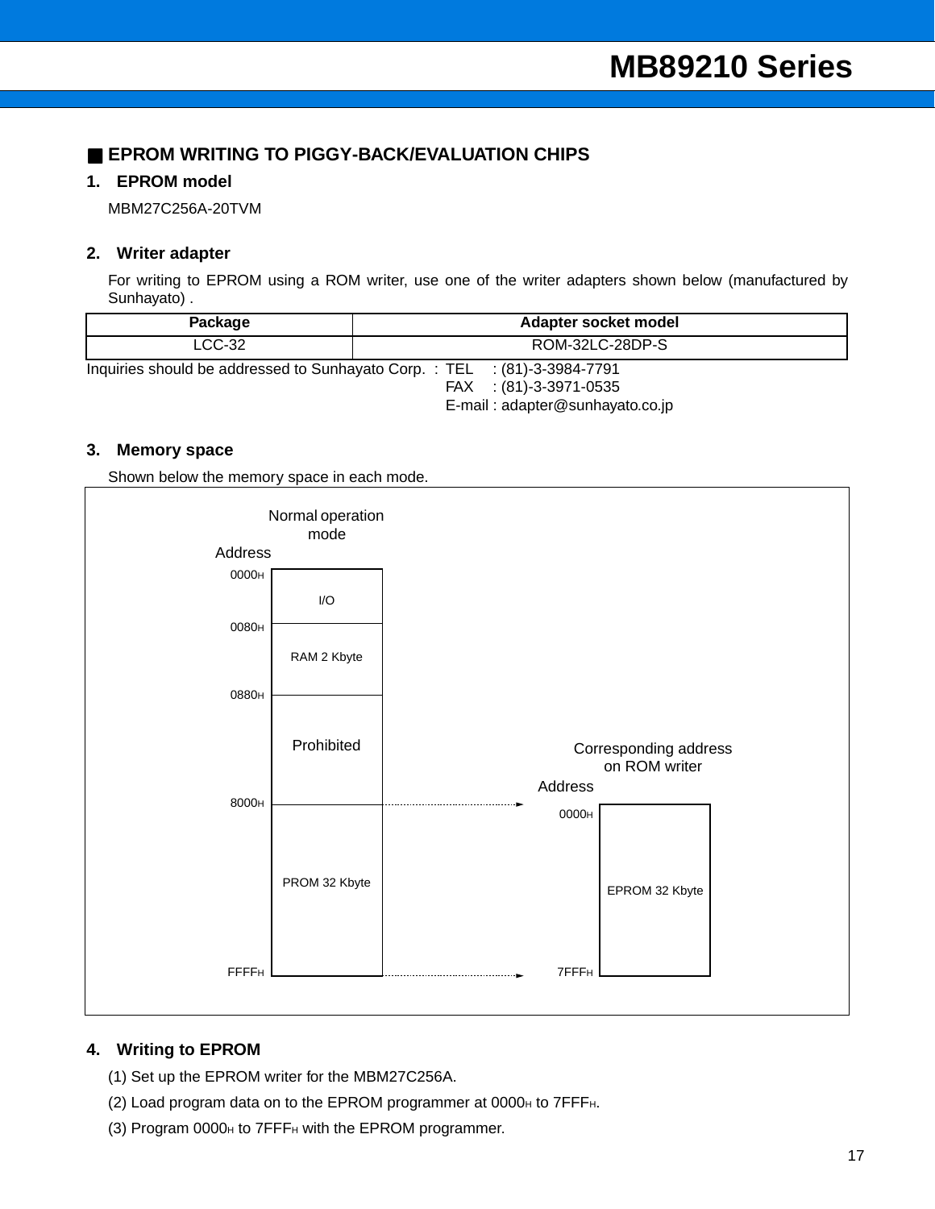## ■ EPROM WRITING TO PIGGY-BACK/EVALUATION CHIPS

### 1. EPROM model

MBM27C256A-20TVM

### 2. Writer adapter

For writing to EPROM using a ROM writer, use one of the writer adapters shown below (manufactured by Sunhayato) .

| Package | Adapter socket model |
|---|---|
| LCC-32 | ROM-32LC-28DP-S |

Inquiries should be addressed to Sunhayato Corp. : TEL : (81)-3-3984-7791
FAX : (81)-3-3971-0535
E-mail : adapter@sunhayato.co.jp

### 3. Memory space

Shown below the memory space in each mode.

Normal operation mode

| Address | |
|---|---|
| $0000_H$ | I/O |
| $0080_H$ | RAM 2 Kbyte |
| $0880_H$ | Prohibited |
| $8000_H$ – $FFFF_H$ | PROM 32 Kbyte |

Corresponding address on ROM writer

| Address | |
|---|---|
| $0000_H$ – $7FFF_H$ | EPROM 32 Kbyte |

($8000_H$ → $0000_H$, $FFFF_H$ → $7FFF_H$)

### 4. Writing to EPROM

(1) Set up the EPROM writer for the MBM27C256A.

(2) Load program data on to the EPROM programmer at $0000_H$ to $7FFF_H$.

(3) Program $0000_H$ to $7FFF_H$ with the EPROM programmer.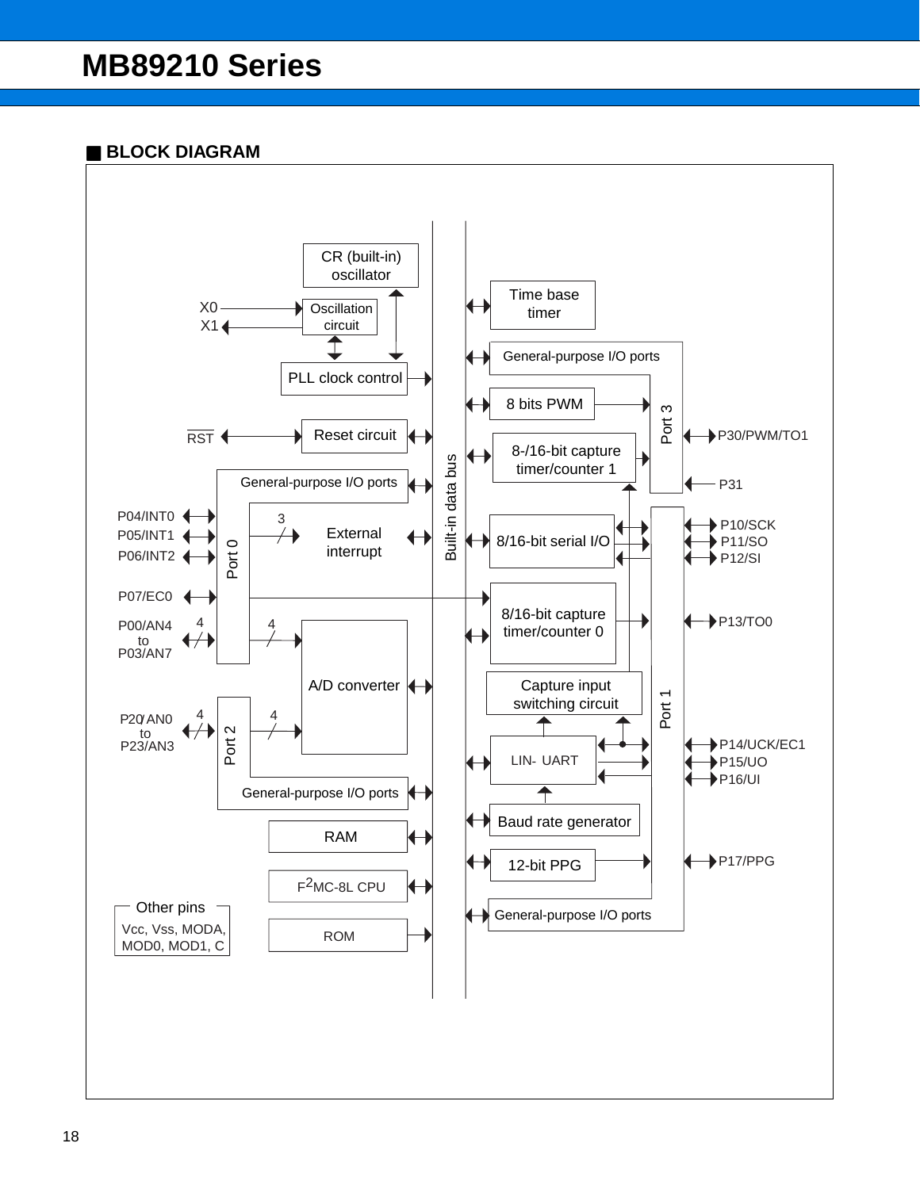## ■ BLOCK DIAGRAM

CR (built-in) oscillator

X0
X1

Oscillation circuit

PLL clock control

RST

Reset circuit

General-purpose I/O ports

P04/INT0
P05/INT1
P06/INT2

Port 0

3

External interrupt

P07/EC0

P00/AN4 to P03/AN7

4

4

A/D converter

P20/AN0 to P23/AN3

4

4

Port 2

General-purpose I/O ports

RAM

$F^2MC$-8L CPU

ROM

Other pins
Vcc, Vss, MODA, MOD0, MOD1, C

Built-in data bus

Time base timer

General-purpose I/O ports

8 bits PWM

8-/16-bit capture timer/counter 1

Port 3

P30/PWM/TO1

P31

8/16-bit serial I/O

P10/SCK
P11/SO
P12/SI

8/16-bit capture timer/counter 0

P13/TO0

Capture input switching circuit

Port 1

LIN- UART

P14/UCK/EC1
P15/UO
P16/UI

Baud rate generator

12-bit PPG

P17/PPG

General-purpose I/O ports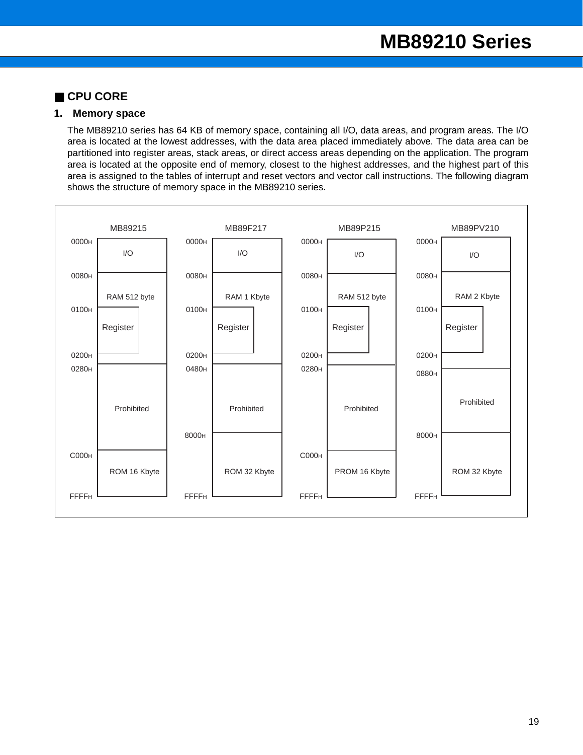## ■ CPU CORE

### 1. Memory space

The MB89210 series has 64 KB of memory space, containing all I/O, data areas, and program areas. The I/O area is located at the lowest addresses, with the data area placed immediately above. The data area can be partitioned into register areas, stack areas, or direct access areas depending on the application. The program area is located at the opposite end of memory, closest to the highest addresses, and the highest part of this area is assigned to the tables of interrupt and reset vectors and vector call instructions. The following diagram shows the structure of memory space in the MB89210 series.

**MB89215**

| Address | Area |
| --- | --- |
| 0000H | I/O |
| 0080H | RAM 512 byte |
| 0100H | Register |
| 0200H | |
| 0280H | Prohibited |
| C000H | ROM 16 Kbyte |
| FFFFH | |

**MB89F217**

| Address | Area |
| --- | --- |
| 0000H | I/O |
| 0080H | RAM 1 Kbyte |
| 0100H | Register |
| 0200H | |
| 0480H | Prohibited |
| 8000H | ROM 32 Kbyte |
| FFFFH | |

**MB89P215**

| Address | Area |
| --- | --- |
| 0000H | I/O |
| 0080H | RAM 512 byte |
| 0100H | Register |
| 0200H | |
| 0280H | Prohibited |
| C000H | PROM 16 Kbyte |
| FFFFH | |

**MB89PV210**

| Address | Area |
| --- | --- |
| 0000H | I/O |
| 0080H | RAM 2 Kbyte |
| 0100H | Register |
| 0200H | |
| 0880H | Prohibited |
| 8000H | ROM 32 Kbyte |
| FFFFH | |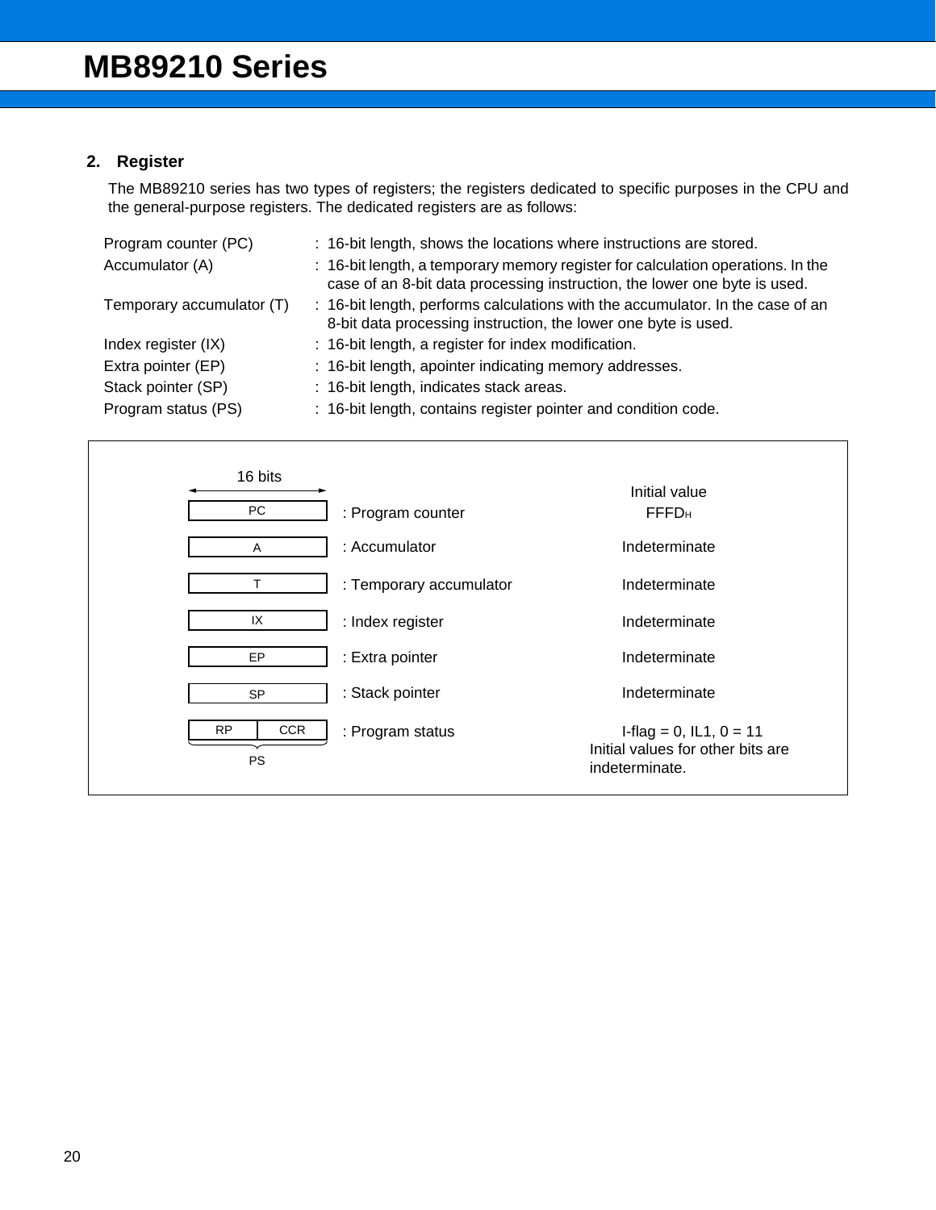## 2. Register

The MB89210 series has two types of registers; the registers dedicated to specific purposes in the CPU and the general-purpose registers. The dedicated registers are as follows:

| | |
|---|---|
| Program counter (PC) | : 16-bit length, shows the locations where instructions are stored. |
| Accumulator (A) | : 16-bit length, a temporary memory register for calculation operations. In the case of an 8-bit data processing instruction, the lower one byte is used. |
| Temporary accumulator (T) | : 16-bit length, performs calculations with the accumulator. In the case of an 8-bit data processing instruction, the lower one byte is used. |
| Index register (IX) | : 16-bit length, a register for index modification. |
| Extra pointer (EP) | : 16-bit length, apointer indicating memory addresses. |
| Stack pointer (SP) | : 16-bit length, indicates stack areas. |
| Program status (PS) | : 16-bit length, contains register pointer and condition code. |

| 16 bits | | Initial value |
|---|---|---|
| PC | : Program counter | $FFFD_H$ |
| A | : Accumulator | Indeterminate |
| T | : Temporary accumulator | Indeterminate |
| IX | : Index register | Indeterminate |
| EP | : Extra pointer | Indeterminate |
| SP | : Stack pointer | Indeterminate |
| RP, CCR (PS) | : Program status | I-flag = 0, IL1, 0 = 11<br>Initial values for other bits are indeterminate. |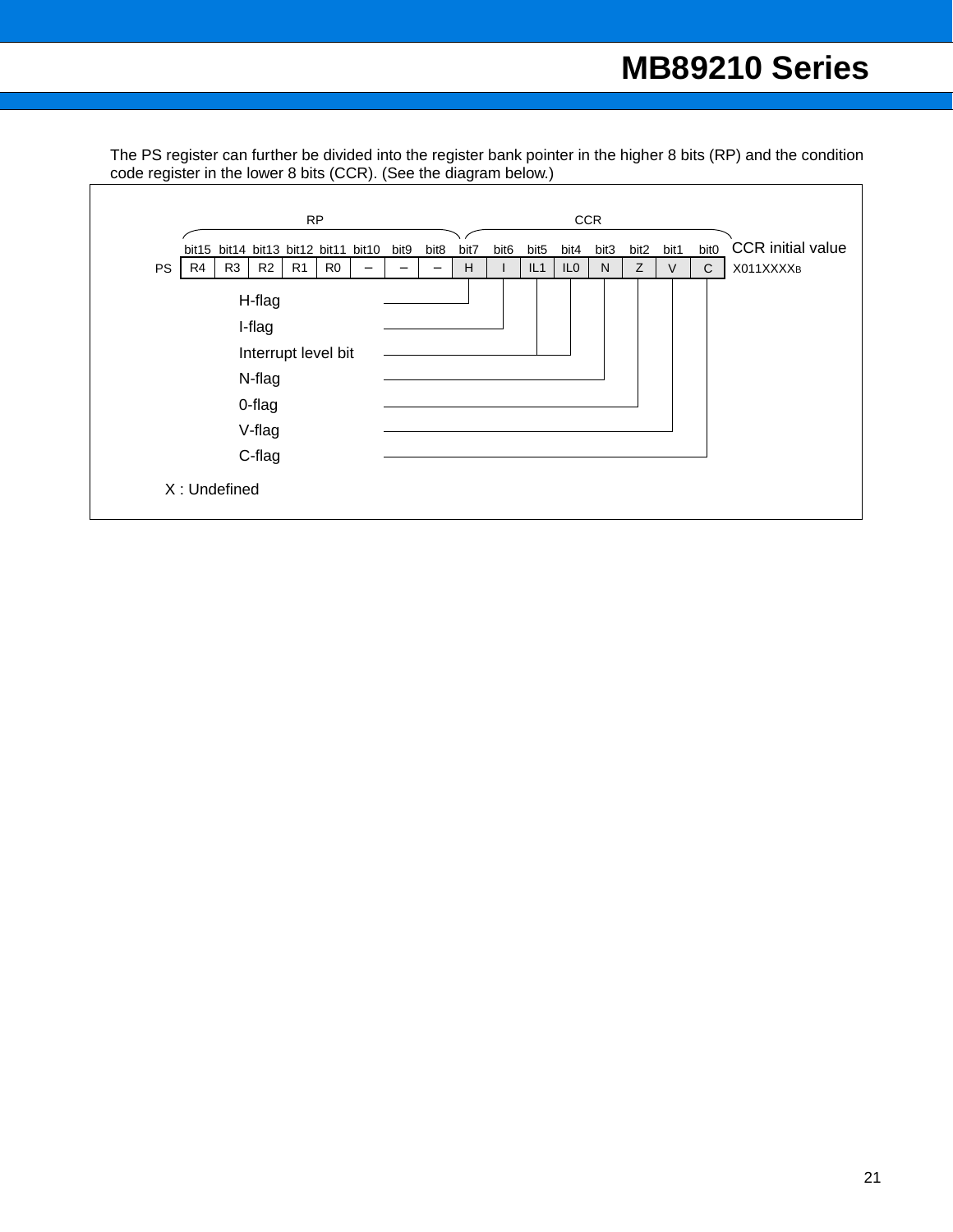The PS register can further be divided into the register bank pointer in the higher 8 bits (RP) and the condition code register in the lower 8 bits (CCR). (See the diagram below.)

|  | RP | | | | | | | | CCR | | | | | | | | |
|---|---|---|---|---|---|---|---|---|---|---|---|---|---|---|---|---|---|
|  | bit15 | bit14 | bit13 | bit12 | bit11 | bit10 | bit9 | bit8 | bit7 | bit6 | bit5 | bit4 | bit3 | bit2 | bit1 | bit0 | CCR initial value |
| PS | R4 | R3 | R2 | R1 | R0 | – | – | – | H | I | IL1 | IL0 | N | Z | V | C | X011XXXX$_B$ |

- H-flag (bit7)
- I-flag (bit6)
- Interrupt level bit (bit5, bit4)
- N-flag (bit3)
- 0-flag (bit2)
- V-flag (bit1)
- C-flag (bit0)

X : Undefined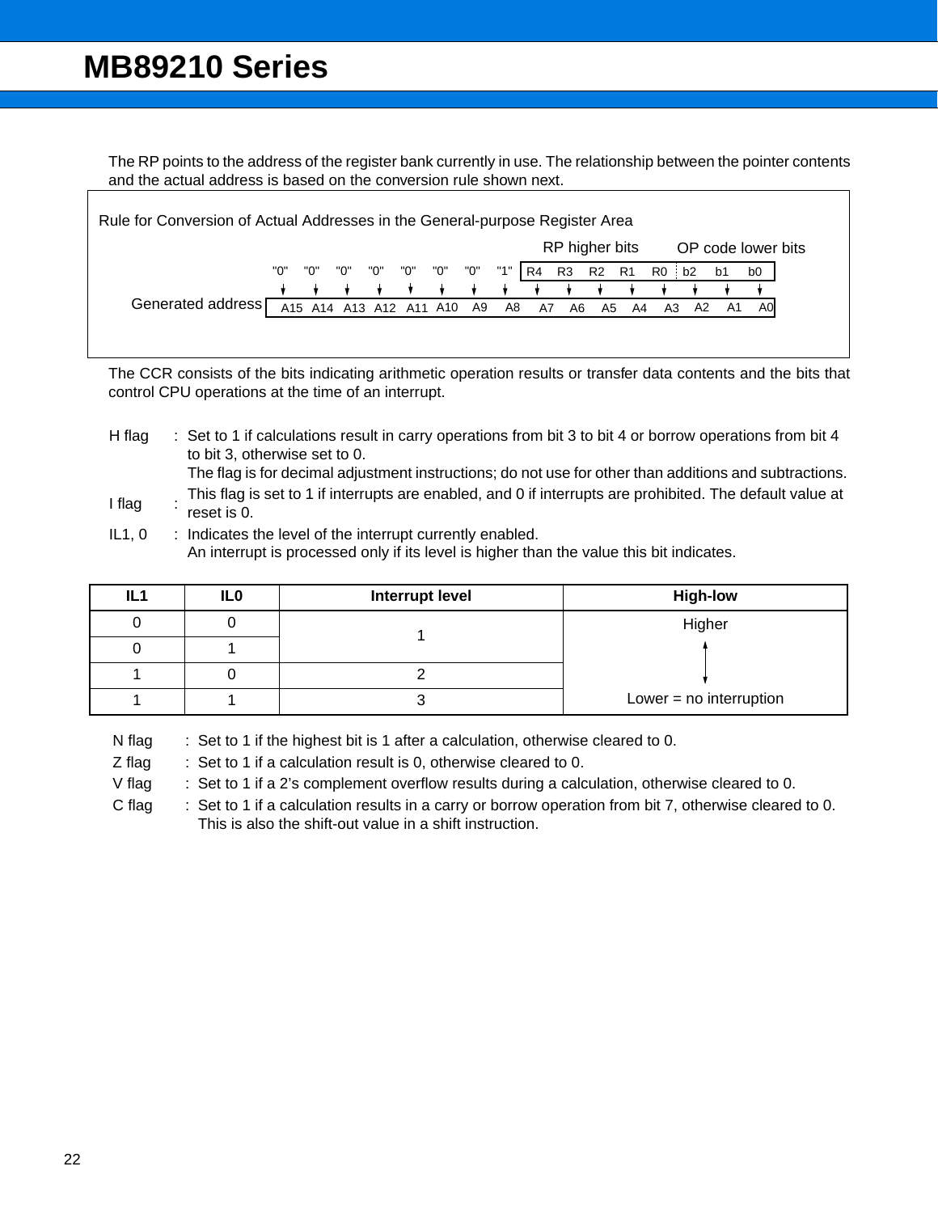The RP points to the address of the register bank currently in use. The relationship between the pointer contents and the actual address is based on the conversion rule shown next.

Rule for Conversion of Actual Addresses in the General-purpose Register Area

| | "0" | "0" | "0" | "0" | "0" | "0" | "0" | "1" | R4 | R3 | R2 | R1 | R0 | b2 | b1 | b0 |
|---|---|---|---|---|---|---|---|---|---|---|---|---|---|---|---|---|
| | | | | | | | | | RP higher bits | | | | | OP code lower bits | | |
| | ↓ | ↓ | ↓ | ↓ | ↓ | ↓ | ↓ | ↓ | ↓ | ↓ | ↓ | ↓ | ↓ | ↓ | ↓ | ↓ |
| Generated address | A15 | A14 | A13 | A12 | A11 | A10 | A9 | A8 | A7 | A6 | A5 | A4 | A3 | A2 | A1 | A0 |

The CCR consists of the bits indicating arithmetic operation results or transfer data contents and the bits that control CPU operations at the time of an interrupt.

H flag : Set to 1 if calculations result in carry operations from bit 3 to bit 4 or borrow operations from bit 4 to bit 3, otherwise set to 0.
The flag is for decimal adjustment instructions; do not use for other than additions and subtractions.

I flag : This flag is set to 1 if interrupts are enabled, and 0 if interrupts are prohibited. The default value at reset is 0.

IL1, 0 : Indicates the level of the interrupt currently enabled.
An interrupt is processed only if its level is higher than the value this bit indicates.

| IL1 | IL0 | Interrupt level | High-low |
|---|---|---|---|
| 0 | 0 | 1 | Higher |
| 0 | 1 | | ↕ |
| 1 | 0 | 2 | |
| 1 | 1 | 3 | Lower = no interruption |

N flag : Set to 1 if the highest bit is 1 after a calculation, otherwise cleared to 0.

Z flag : Set to 1 if a calculation result is 0, otherwise cleared to 0.

V flag : Set to 1 if a 2's complement overflow results during a calculation, otherwise cleared to 0.

C flag : Set to 1 if a calculation results in a carry or borrow operation from bit 7, otherwise cleared to 0.
This is also the shift-out value in a shift instruction.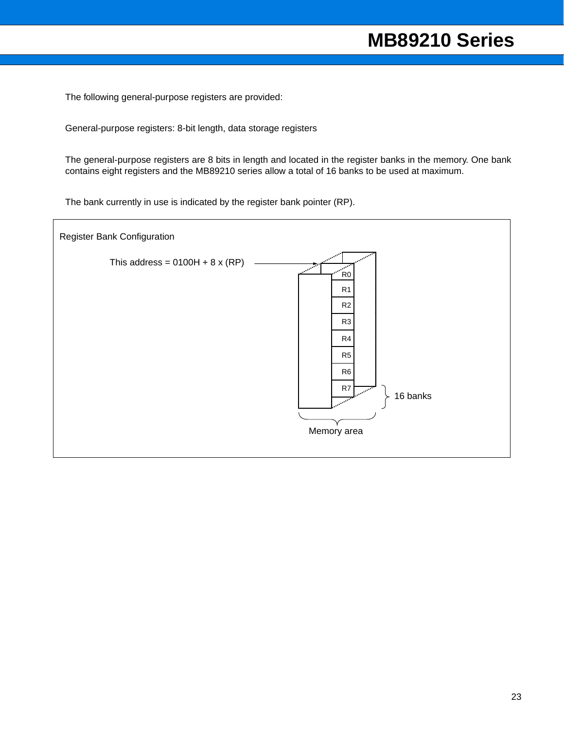The following general-purpose registers are provided:

General-purpose registers: 8-bit length, data storage registers

The general-purpose registers are 8 bits in length and located in the register banks in the memory. One bank contains eight registers and the MB89210 series allow a total of 16 banks to be used at maximum.

The bank currently in use is indicated by the register bank pointer (RP).

Register Bank Configuration

This address = 0100H + 8 x (RP)

R0
R1
R2
R3
R4
R5
R6
R7

16 banks

Memory area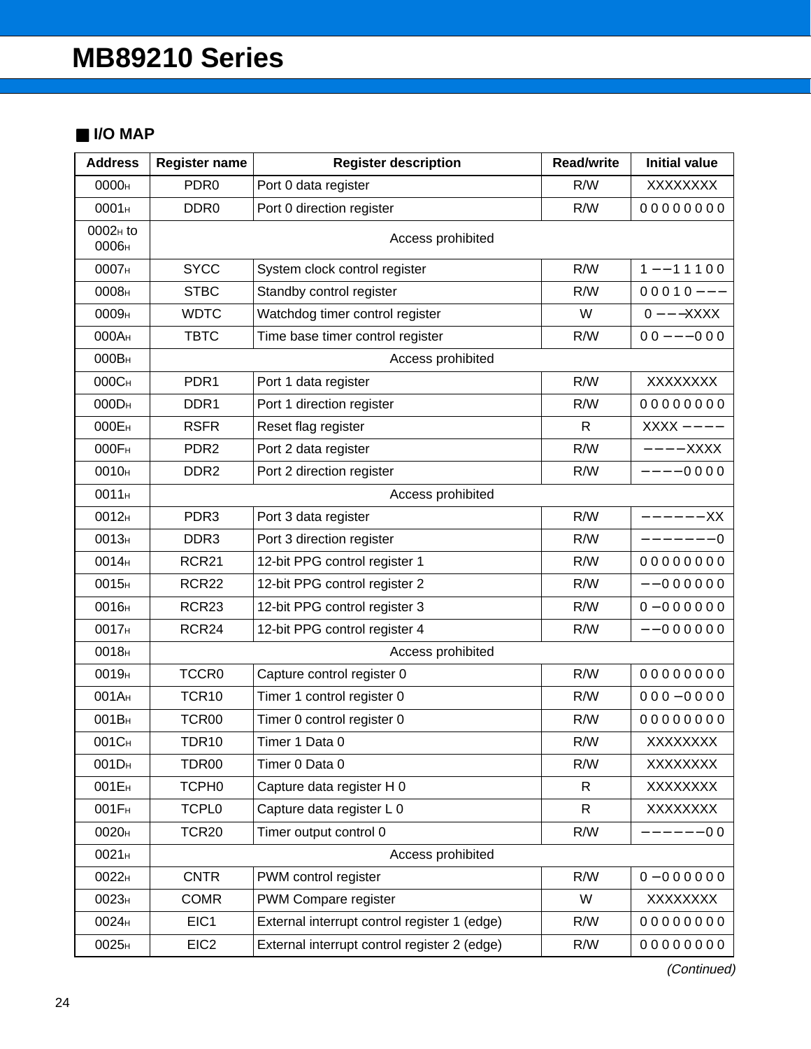## ■ I/O MAP

| Address | Register name | Register description | Read/write | Initial value |
|---|---|---|---|---|
| $0000_H$ | PDR0 | Port 0 data register | R/W | XXXXXXXX |
| $0001_H$ | DDR0 | Port 0 direction register | R/W | 0 0 0 0 0 0 0 0 |
| $0002_H$ to $0006_H$ | | Access prohibited | | |
| $0007_H$ | SYCC | System clock control register | R/W | 1 – – 1 1 1 0 0 |
| $0008_H$ | STBC | Standby control register | R/W | 0 0 0 1 0 – – – |
| $0009_H$ | WDTC | Watchdog timer control register | W | 0 – – – XXXX |
| $000A_H$ | TBTC | Time base timer control register | R/W | 0 0 – – – 0 0 0 |
| $000B_H$ | | Access prohibited | | |
| $000C_H$ | PDR1 | Port 1 data register | R/W | XXXXXXXX |
| $000D_H$ | DDR1 | Port 1 direction register | R/W | 0 0 0 0 0 0 0 0 |
| $000E_H$ | RSFR | Reset flag register | R | XXXX – – – – |
| $000F_H$ | PDR2 | Port 2 data register | R/W | – – – – XXXX |
| $0010_H$ | DDR2 | Port 2 direction register | R/W | – – – – 0 0 0 0 |
| $0011_H$ | | Access prohibited | | |
| $0012_H$ | PDR3 | Port 3 data register | R/W | – – – – – – XX |
| $0013_H$ | DDR3 | Port 3 direction register | R/W | – – – – – – – 0 |
| $0014_H$ | RCR21 | 12-bit PPG control register 1 | R/W | 0 0 0 0 0 0 0 0 |
| $0015_H$ | RCR22 | 12-bit PPG control register 2 | R/W | – – 0 0 0 0 0 0 |
| $0016_H$ | RCR23 | 12-bit PPG control register 3 | R/W | 0 – 0 0 0 0 0 0 |
| $0017_H$ | RCR24 | 12-bit PPG control register 4 | R/W | – – 0 0 0 0 0 0 |
| $0018_H$ | | Access prohibited | | |
| $0019_H$ | TCCR0 | Capture control register 0 | R/W | 0 0 0 0 0 0 0 0 |
| $001A_H$ | TCR10 | Timer 1 control register 0 | R/W | 0 0 0 – 0 0 0 0 |
| $001B_H$ | TCR00 | Timer 0 control register 0 | R/W | 0 0 0 0 0 0 0 0 |
| $001C_H$ | TDR10 | Timer 1 Data 0 | R/W | XXXXXXXX |
| $001D_H$ | TDR00 | Timer 0 Data 0 | R/W | XXXXXXXX |
| $001E_H$ | TCPH0 | Capture data register H 0 | R | XXXXXXXX |
| $001F_H$ | TCPL0 | Capture data register L 0 | R | XXXXXXXX |
| $0020_H$ | TCR20 | Timer output control 0 | R/W | – – – – – – 0 0 |
| $0021_H$ | | Access prohibited | | |
| $0022_H$ | CNTR | PWM control register | R/W | 0 – 0 0 0 0 0 0 |
| $0023_H$ | COMR | PWM Compare register | W | XXXXXXXX |
| $0024_H$ | EIC1 | External interrupt control register 1 (edge) | R/W | 0 0 0 0 0 0 0 0 |
| $0025_H$ | EIC2 | External interrupt control register 2 (edge) | R/W | 0 0 0 0 0 0 0 0 |

*(Continued)*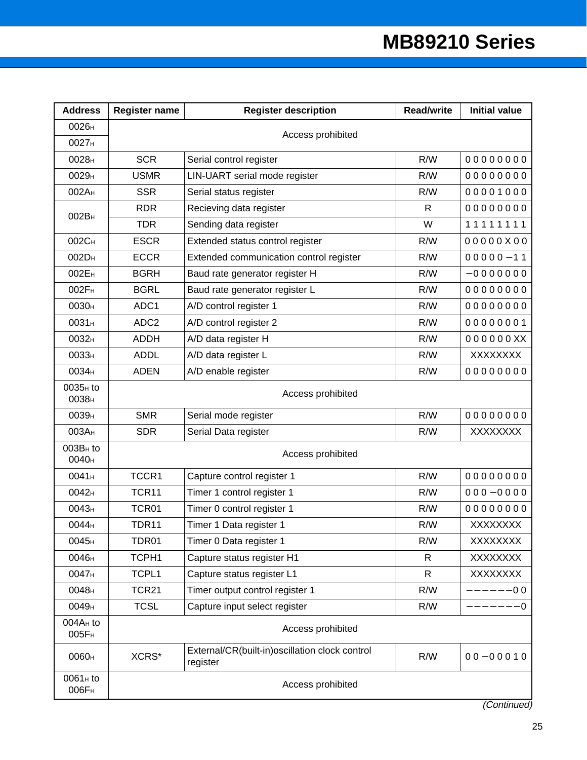| Address | Register name | Register description | Read/write | Initial value |
| --- | --- | --- | --- | --- |
| $0026_H$ | Access prohibited | | | |
| $0027_H$ | | | | |
| $0028_H$ | SCR | Serial control register | R/W | 0 0 0 0 0 0 0 0 |
| $0029_H$ | USMR | LIN-UART serial mode register | R/W | 0 0 0 0 0 0 0 0 |
| $002A_H$ | SSR | Serial status register | R/W | 0 0 0 0 1 0 0 0 |
| $002B_H$ | RDR | Recieving data register | R | 0 0 0 0 0 0 0 0 |
| | TDR | Sending data register | W | 1 1 1 1 1 1 1 1 |
| $002C_H$ | ESCR | Extended status control register | R/W | 0 0 0 0 0 X 0 0 |
| $002D_H$ | ECCR | Extended communication control register | R/W | 0 0 0 0 0 − 1 1 |
| $002E_H$ | BGRH | Baud rate generator register H | R/W | − 0 0 0 0 0 0 0 |
| $002F_H$ | BGRL | Baud rate generator register L | R/W | 0 0 0 0 0 0 0 0 |
| $0030_H$ | ADC1 | A/D control register 1 | R/W | 0 0 0 0 0 0 0 0 |
| $0031_H$ | ADC2 | A/D control register 2 | R/W | 0 0 0 0 0 0 0 1 |
| $0032_H$ | ADDH | A/D data register H | R/W | 0 0 0 0 0 0 XX |
| $0033_H$ | ADDL | A/D data register L | R/W | XXXXXXXX |
| $0034_H$ | ADEN | A/D enable register | R/W | 0 0 0 0 0 0 0 0 |
| $0035_H$ to $0038_H$ | Access prohibited | | | |
| $0039_H$ | SMR | Serial mode register | R/W | 0 0 0 0 0 0 0 0 |
| $003A_H$ | SDR | Serial Data register | R/W | XXXXXXXX |
| $003B_H$ to $0040_H$ | Access prohibited | | | |
| $0041_H$ | TCCR1 | Capture control register 1 | R/W | 0 0 0 0 0 0 0 0 |
| $0042_H$ | TCR11 | Timer 1 control register 1 | R/W | 0 0 0 − 0 0 0 0 |
| $0043_H$ | TCR01 | Timer 0 control register 1 | R/W | 0 0 0 0 0 0 0 0 |
| $0044_H$ | TDR11 | Timer 1 Data register 1 | R/W | XXXXXXXX |
| $0045_H$ | TDR01 | Timer 0 Data register 1 | R/W | XXXXXXXX |
| $0046_H$ | TCPH1 | Capture status register H1 | R | XXXXXXXX |
| $0047_H$ | TCPL1 | Capture status register L1 | R | XXXXXXXX |
| $0048_H$ | TCR21 | Timer output control register 1 | R/W | − − − − − − 0 0 |
| $0049_H$ | TCSL | Capture input select register | R/W | − − − − − − − 0 |
| $004A_H$ to $005F_H$ | Access prohibited | | | |
| $0060_H$ | XCRS* | External/CR(built-in)oscillation clock control register | R/W | 0 0 − 0 0 0 1 0 |
| $0061_H$ to $006F_H$ | Access prohibited | | | |

*(Continued)*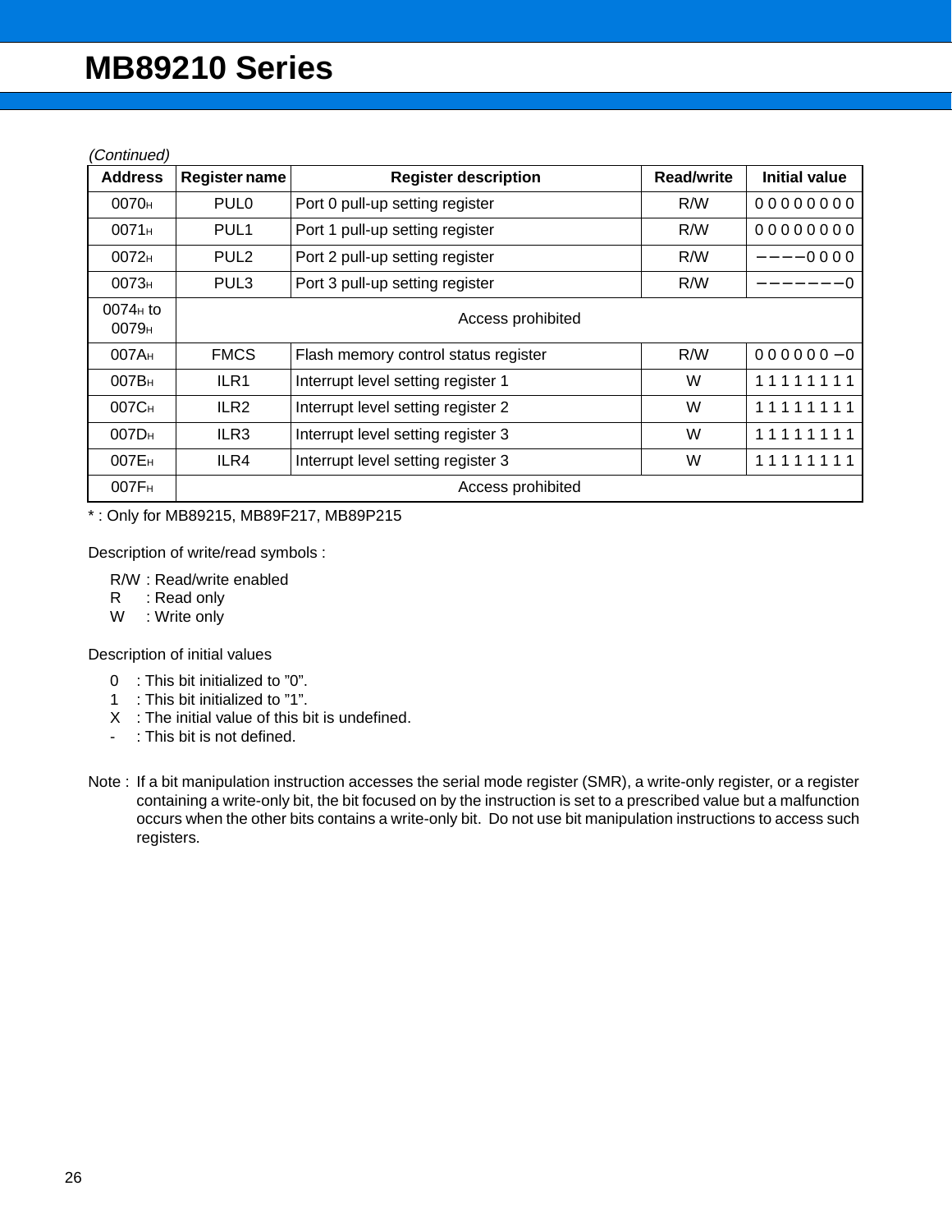*(Continued)*

| Address | Register name | Register description | Read/write | Initial value |
|---|---|---|---|---|
| $0070_H$ | PUL0 | Port 0 pull-up setting register | R/W | 0 0 0 0 0 0 0 0 |
| $0071_H$ | PUL1 | Port 1 pull-up setting register | R/W | 0 0 0 0 0 0 0 0 |
| $0072_H$ | PUL2 | Port 2 pull-up setting register | R/W | – – – – 0 0 0 0 |
| $0073_H$ | PUL3 | Port 3 pull-up setting register | R/W | – – – – – – – 0 |
| $0074_H$ to $0079_H$ | Access prohibited | | | |
| $007A_H$ | FMCS | Flash memory control status register | R/W | 0 0 0 0 0 0 – 0 |
| $007B_H$ | ILR1 | Interrupt level setting register 1 | W | 1 1 1 1 1 1 1 1 |
| $007C_H$ | ILR2 | Interrupt level setting register 2 | W | 1 1 1 1 1 1 1 1 |
| $007D_H$ | ILR3 | Interrupt level setting register 3 | W | 1 1 1 1 1 1 1 1 |
| $007E_H$ | ILR4 | Interrupt level setting register 3 | W | 1 1 1 1 1 1 1 1 |
| $007F_H$ | Access prohibited | | | |

* : Only for MB89215, MB89F217, MB89P215

Description of write/read symbols :

R/W : Read/write enabled
R : Read only
W : Write only

Description of initial values

0 : This bit initialized to "0".
1 : This bit initialized to "1".
X : The initial value of this bit is undefined.
- : This bit is not defined.

Note : If a bit manipulation instruction accesses the serial mode register (SMR), a write-only register, or a register containing a write-only bit, the bit focused on by the instruction is set to a prescribed value but a malfunction occurs when the other bits contains a write-only bit. Do not use bit manipulation instructions to access such registers.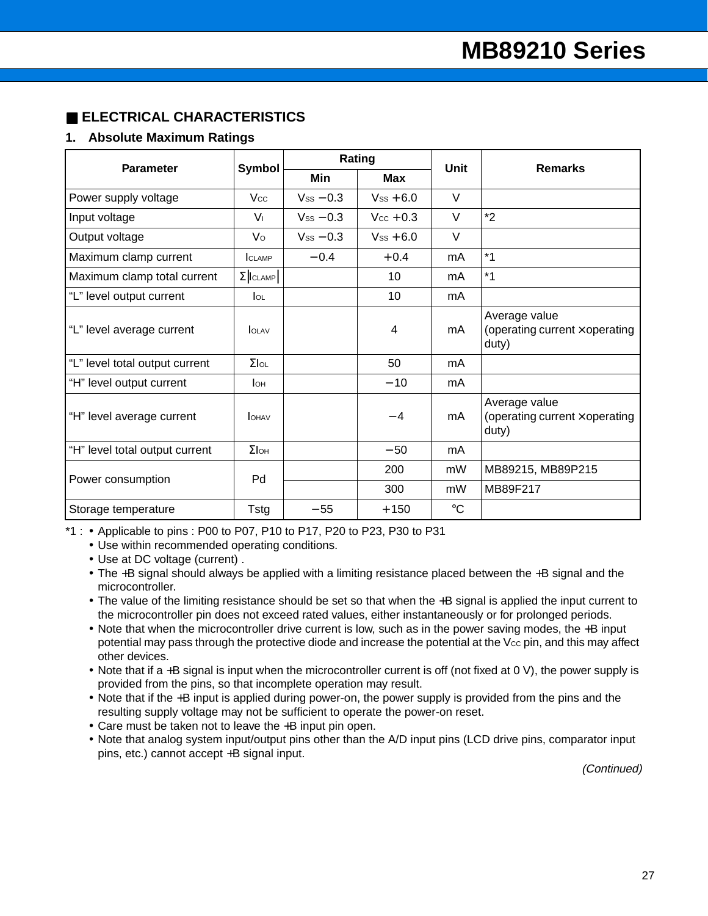## ■ ELECTRICAL CHARACTERISTICS

### 1. Absolute Maximum Ratings

| Parameter | Symbol | Rating | | Unit | Remarks |
|---|---|---|---|---|---|
| | | Min | Max | | |
| Power supply voltage | $V_{CC}$ | $V_{SS}$ −0.3 | $V_{SS}$ +6.0 | V | |
| Input voltage | $V_I$ | $V_{SS}$ −0.3 | $V_{CC}$ +0.3 | V | *2 |
| Output voltage | $V_O$ | $V_{SS}$ −0.3 | $V_{SS}$ +6.0 | V | |
| Maximum clamp current | $I_{CLAMP}$ | −0.4 | +0.4 | mA | *1 |
| Maximum clamp total current | $\Sigma\|I_{CLAMP}\|$ | | 10 | mA | *1 |
| "L" level output current | $I_{OL}$ | | 10 | mA | |
| "L" level average current | $I_{OLAV}$ | | 4 | mA | Average value (operating current × operating duty) |
| "L" level total output current | $\Sigma I_{OL}$ | | 50 | mA | |
| "H" level output current | $I_{OH}$ | | −10 | mA | |
| "H" level average current | $I_{OHAV}$ | | −4 | mA | Average value (operating current × operating duty) |
| "H" level total output current | $\Sigma I_{OH}$ | | −50 | mA | |
| Power consumption | Pd | | 200 | mW | MB89215, MB89P215 |
| | | | 300 | mW | MB89F217 |
| Storage temperature | Tstg | −55 | +150 | °C | |

*1 :
- Applicable to pins : P00 to P07, P10 to P17, P20 to P23, P30 to P31
- Use within recommended operating conditions.
- Use at DC voltage (current) .
- The +B signal should always be applied with a limiting resistance placed between the +B signal and the microcontroller.
- The value of the limiting resistance should be set so that when the +B signal is applied the input current to the microcontroller pin does not exceed rated values, either instantaneously or for prolonged periods.
- Note that when the microcontroller drive current is low, such as in the power saving modes, the +B input potential may pass through the protective diode and increase the potential at the $V_{CC}$ pin, and this may affect other devices.
- Note that if a +B signal is input when the microcontroller current is off (not fixed at 0 V), the power supply is provided from the pins, so that incomplete operation may result.
- Note that if the +B input is applied during power-on, the power supply is provided from the pins and the resulting supply voltage may not be sufficient to operate the power-on reset.
- Care must be taken not to leave the +B input pin open.
- Note that analog system input/output pins other than the A/D input pins (LCD drive pins, comparator input pins, etc.) cannot accept +B signal input.

*(Continued)*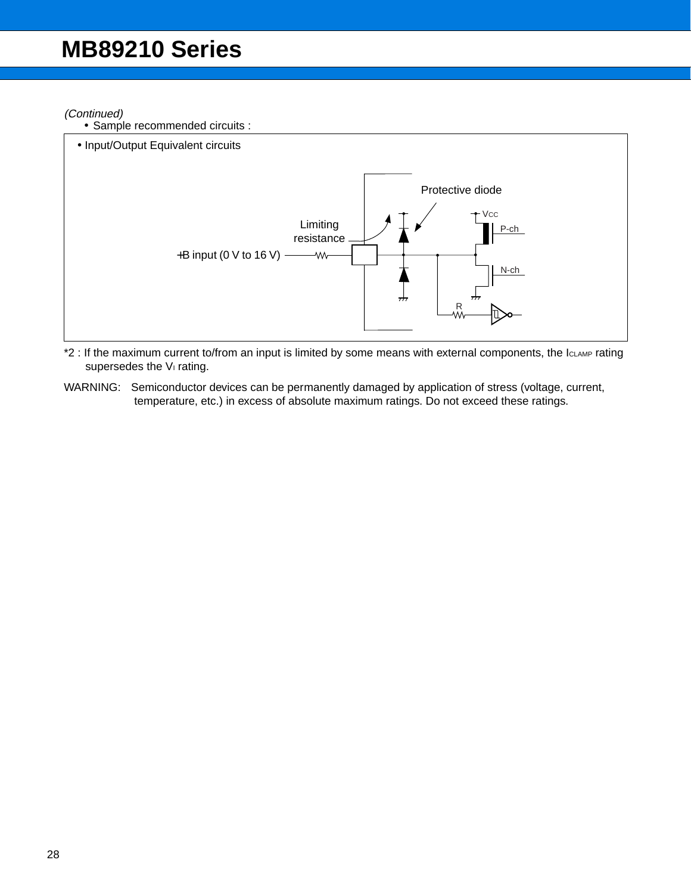*(Continued)*

- Sample recommended circuits :

• Input/Output Equivalent circuits

Limiting resistance

Protective diode

+B input (0 V to 16 V)

Vcc

P-ch

N-ch

R

*2 : If the maximum current to/from an input is limited by some means with external components, the $I_{CLAMP}$ rating supersedes the $V_I$ rating.

WARNING: Semiconductor devices can be permanently damaged by application of stress (voltage, current, temperature, etc.) in excess of absolute maximum ratings. Do not exceed these ratings.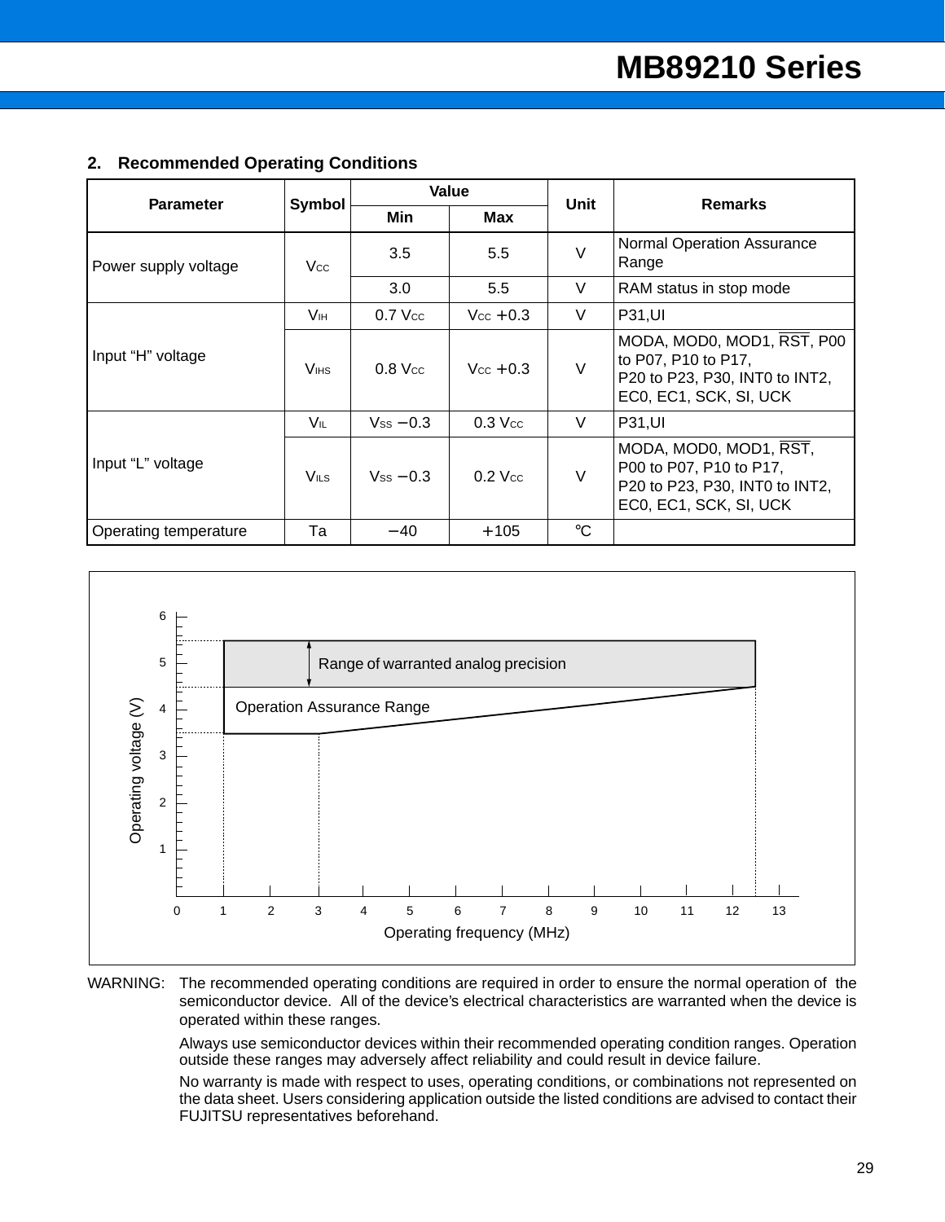## 2. Recommended Operating Conditions

| Parameter | Symbol | Value | | Unit | Remarks |
|---|---|---|---|---|---|
| | | Min | Max | | |
| Power supply voltage | $V_{CC}$ | 3.5 | 5.5 | V | Normal Operation Assurance Range |
| | | 3.0 | 5.5 | V | RAM status in stop mode |
| Input "H" voltage | $V_{IH}$ | 0.7 $V_{CC}$ | $V_{CC}$ +0.3 | V | P31,UI |
| | $V_{IHS}$ | 0.8 $V_{CC}$ | $V_{CC}$ +0.3 | V | MODA, MOD0, MOD1, $\overline{RST}$, P00 to P07, P10 to P17, P20 to P23, P30, INT0 to INT2, EC0, EC1, SCK, SI, UCK |
| Input "L" voltage | $V_{IL}$ | $V_{SS}$ −0.3 | 0.3 $V_{CC}$ | V | P31,UI |
| | $V_{ILS}$ | $V_{SS}$ −0.3 | 0.2 $V_{CC}$ | V | MODA, MOD0, MOD1, $\overline{RST}$, P00 to P07, P10 to P17, P20 to P23, P30, INT0 to INT2, EC0, EC1, SCK, SI, UCK |
| Operating temperature | Ta | −40 | +105 | ℃ | |

WARNING: The recommended operating conditions are required in order to ensure the normal operation of the semiconductor device. All of the device's electrical characteristics are warranted when the device is operated within these ranges.

Always use semiconductor devices within their recommended operating condition ranges. Operation outside these ranges may adversely affect reliability and could result in device failure.

No warranty is made with respect to uses, operating conditions, or combinations not represented on the data sheet. Users considering application outside the listed conditions are advised to contact their FUJITSU representatives beforehand.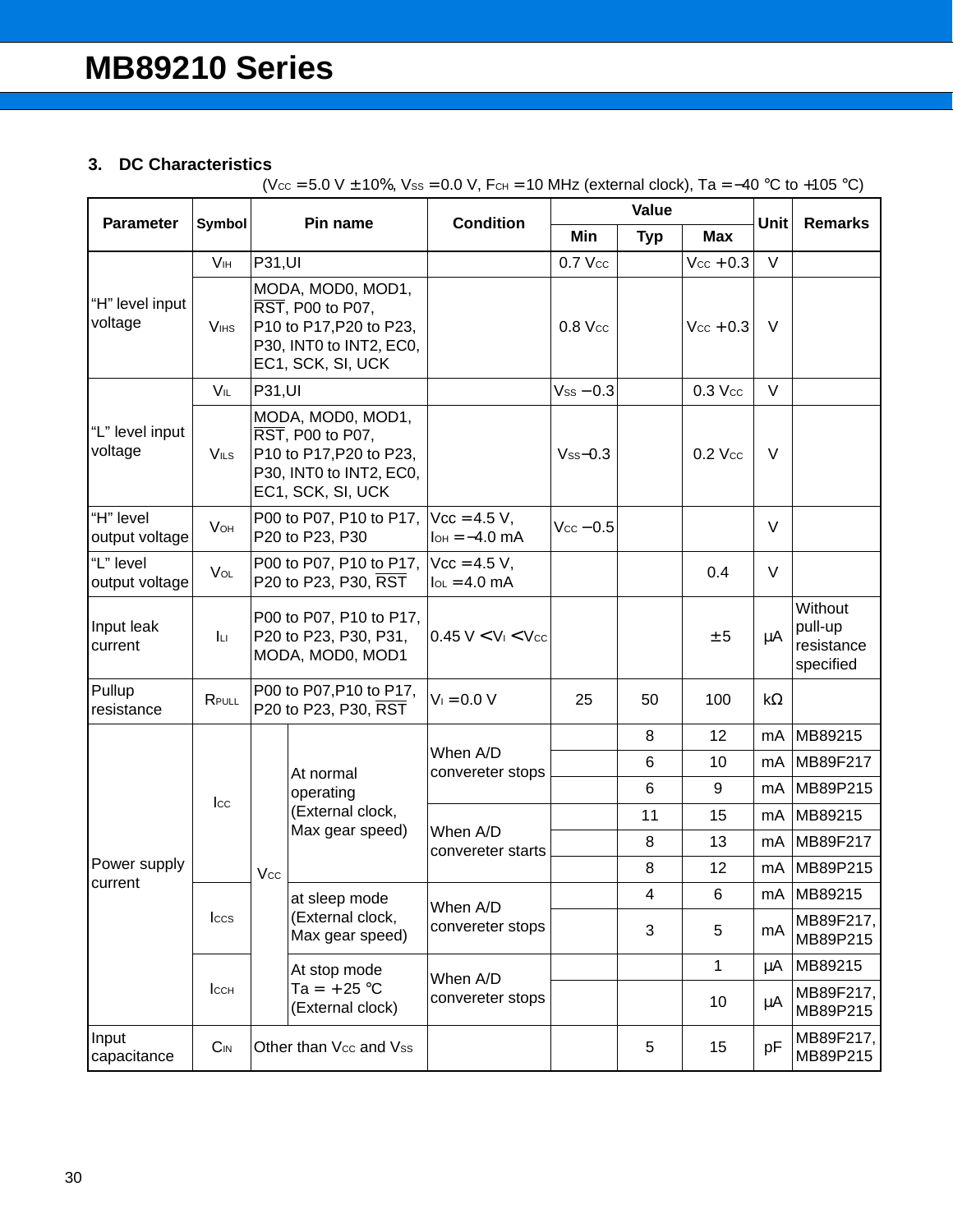### 3. DC Characteristics

($V_{CC}$ = 5.0 V ± 10%, $V_{SS}$ = 0.0 V, $F_{CH}$ = 10 MHz (external clock), Ta = −40 °C to +105 °C)

| Parameter | Symbol | Pin name | | Condition | Value | | | Unit | Remarks |
|---|---|---|---|---|---|---|---|---|---|
| | | | | | Min | Typ | Max | | |
| "H" level input voltage | $V_{IH}$ | P31,UI | | | 0.7 $V_{CC}$ | | $V_{CC}$ + 0.3 | V | |
| | $V_{IHS}$ | MODA, MOD0, MOD1, $\overline{RST}$, P00 to P07, P10 to P17,P20 to P23, P30, INT0 to INT2, EC0, EC1, SCK, SI, UCK | | | 0.8 $V_{CC}$ | | $V_{CC}$ + 0.3 | V | |
| "L" level input voltage | $V_{IL}$ | P31,UI | | | $V_{SS}$ − 0.3 | | 0.3 $V_{CC}$ | V | |
| | $V_{ILS}$ | MODA, MOD0, MOD1, $\overline{RST}$, P00 to P07, P10 to P17,P20 to P23, P30, INT0 to INT2, EC0, EC1, SCK, SI, UCK | | | $V_{SS}$−0.3 | | 0.2 $V_{CC}$ | V | |
| "H" level output voltage | $V_{OH}$ | P00 to P07, P10 to P17, P20 to P23, P30 | | Vcc = 4.5 V, $I_{OH}$ = −4.0 mA | $V_{CC}$ − 0.5 | | | V | |
| "L" level output voltage | $V_{OL}$ | P00 to P07, P10 to P17, P20 to P23, P30, $\overline{RST}$ | | Vcc = 4.5 V, $I_{OL}$ = 4.0 mA | | | 0.4 | V | |
| Input leak current | $I_{LI}$ | P00 to P07, P10 to P17, P20 to P23, P30, P31, MODA, MOD0, MOD1 | | 0.45 V < $V_I$ < $V_{CC}$ | | | ± 5 | µA | Without pull-up resistance specified |
| Pullup resistance | $R_{PULL}$ | P00 to P07,P10 to P17, P20 to P23, P30, $\overline{RST}$ | | $V_I$ = 0.0 V | 25 | 50 | 100 | kΩ | |
| Power supply current | $I_{CC}$ | $V_{CC}$ | At normal operating (External clock, Max gear speed) | When A/D convereter stops | | 8 | 12 | mA | MB89215 |
| | | | | | | 6 | 10 | mA | MB89F217 |
| | | | | | | 6 | 9 | mA | MB89P215 |
| | | | | When A/D convereter starts | | 11 | 15 | mA | MB89215 |
| | | | | | | 8 | 13 | mA | MB89F217 |
| | | | | | | 8 | 12 | mA | MB89P215 |
| | $I_{CCS}$ | | at sleep mode (External clock, Max gear speed) | When A/D convereter stops | | 4 | 6 | mA | MB89215 |
| | | | | | | 3 | 5 | mA | MB89F217, MB89P215 |
| | $I_{CCH}$ | | At stop mode Ta = +25 °C (External clock) | When A/D convereter stops | | | 1 | µA | MB89215 |
| | | | | | | | 10 | µA | MB89F217, MB89P215 |
| Input capacitance | $C_{IN}$ | Other than $V_{CC}$ and $V_{SS}$ | | | | 5 | 15 | pF | MB89F217, MB89P215 |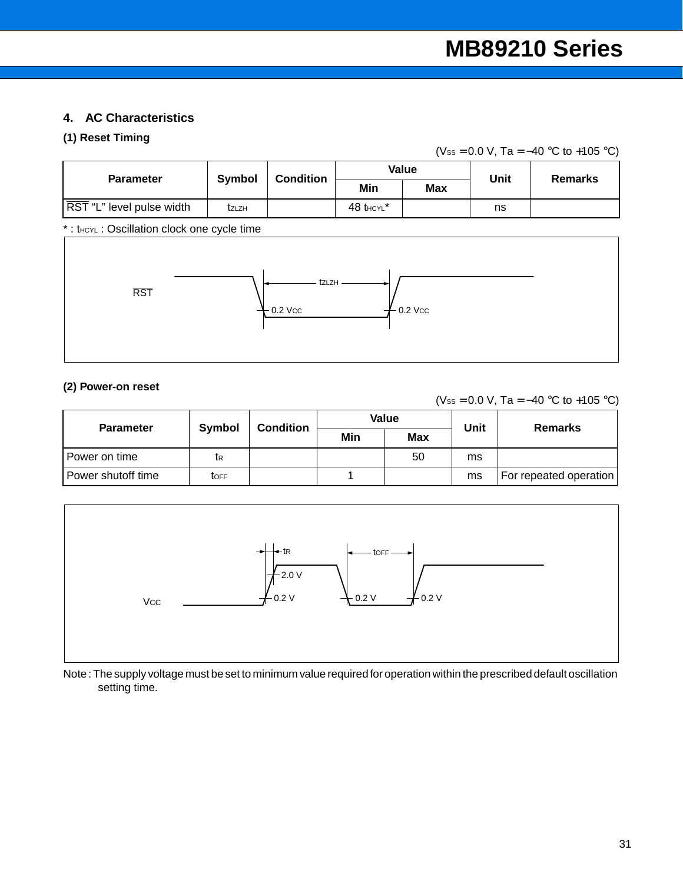## 4. AC Characteristics

### (1) Reset Timing

($V_{SS}$ = 0.0 V, Ta = −40 °C to +105 °C)

| Parameter | Symbol | Condition | Value | | Unit | Remarks |
|---|---|---|---|---|---|---|
| | | | Min | Max | | |
| $\overline{RST}$ "L" level pulse width | $t_{ZLZH}$ | | 48 $t_{HCYL}$* | | ns | |

* : $t_{HCYL}$ : Oscillation clock one cycle time

### (2) Power-on reset

($V_{SS}$ = 0.0 V, Ta = −40 °C to +105 °C)

| Parameter | Symbol | Condition | Value | | Unit | Remarks |
|---|---|---|---|---|---|---|
| | | | Min | Max | | |
| Power on time | $t_R$ | | | 50 | ms | |
| Power shutoff time | $t_{OFF}$ | | 1 | | ms | For repeated operation |

Note : The supply voltage must be set to minimum value required for operation within the prescribed default oscillation setting time.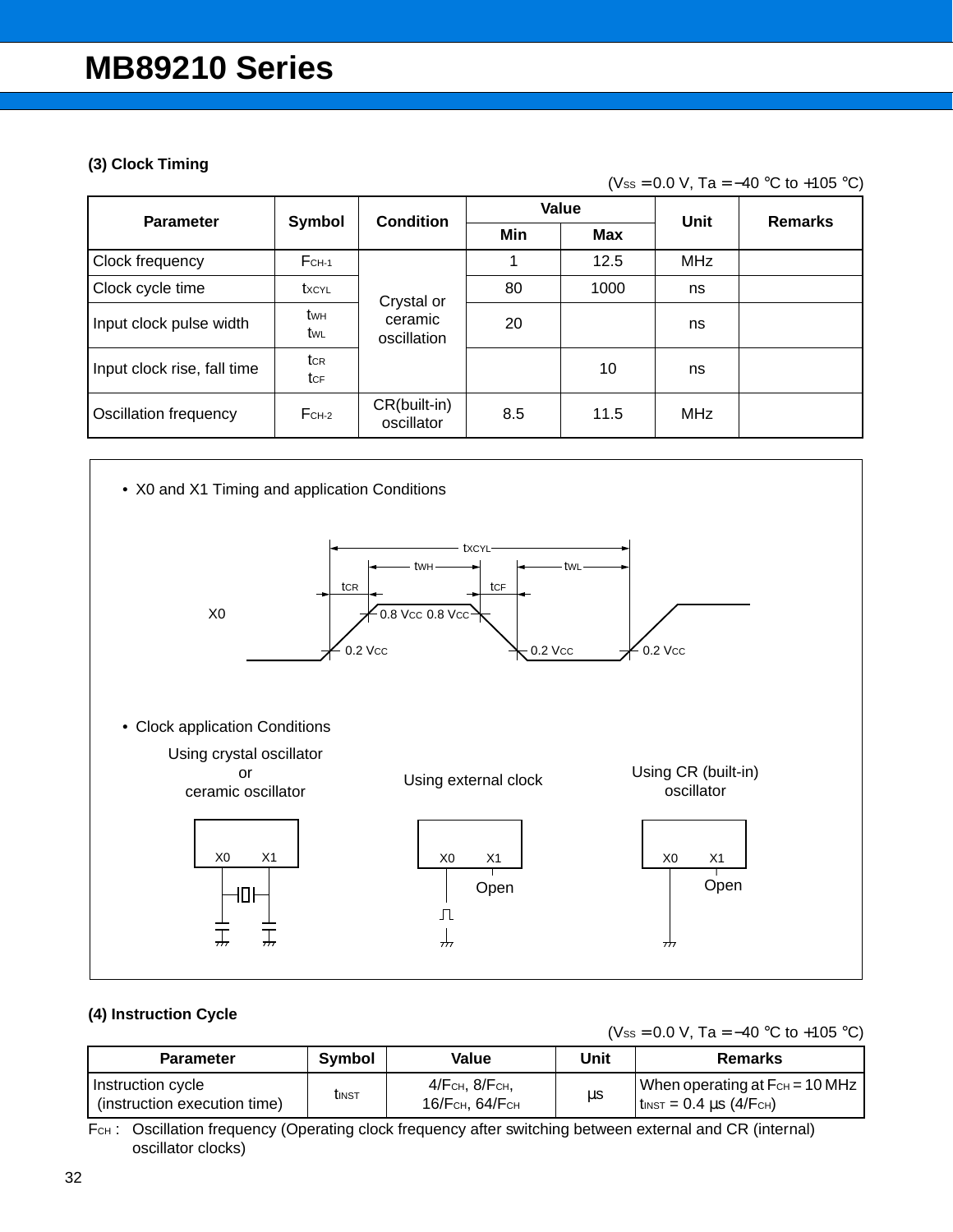### (3) Clock Timing

($V_{SS}$ = 0.0 V, Ta = −40 °C to +105 °C)

| Parameter | Symbol | Condition | Value | | Unit | Remarks |
|---|---|---|---|---|---|---|
| | | | Min | Max | | |
| Clock frequency | $F_{CH-1}$ | Crystal or ceramic oscillation | 1 | 12.5 | MHz | |
| Clock cycle time | $t_{XCYL}$ | | 80 | 1000 | ns | |
| Input clock pulse width | $t_{WH}$ $t_{WL}$ | | 20 | | ns | |
| Input clock rise, fall time | $t_{CR}$ $t_{CF}$ | | | 10 | ns | |
| Oscillation frequency | $F_{CH-2}$ | CR(built-in) oscillator | 8.5 | 11.5 | MHz | |

- X0 and X1 Timing and application Conditions

X0: $t_{XCYL}$, $t_{WH}$, $t_{WL}$, $t_{CR}$, $t_{CF}$; 0.8 $V_{CC}$, 0.8 $V_{CC}$; 0.2 $V_{CC}$, 0.2 $V_{CC}$, 0.2 $V_{CC}$

- Clock application Conditions

Using crystal oscillator or ceramic oscillator (X0, X1)

Using external clock (X0, X1 Open)

Using CR (built-in) oscillator (X0, X1 Open)

### (4) Instruction Cycle

($V_{SS}$ = 0.0 V, Ta = −40 °C to +105 °C)

| Parameter | Symbol | Value | Unit | Remarks |
|---|---|---|---|---|
| Instruction cycle (instruction execution time) | $t_{INST}$ | $4/F_{CH}$, $8/F_{CH}$, $16/F_{CH}$, $64/F_{CH}$ | µs | When operating at $F_{CH}$ = 10 MHz $t_{INST}$ = 0.4 µs ($4/F_{CH}$) |

$F_{CH}$ : Oscillation frequency (Operating clock frequency after switching between external and CR (internal) oscillator clocks)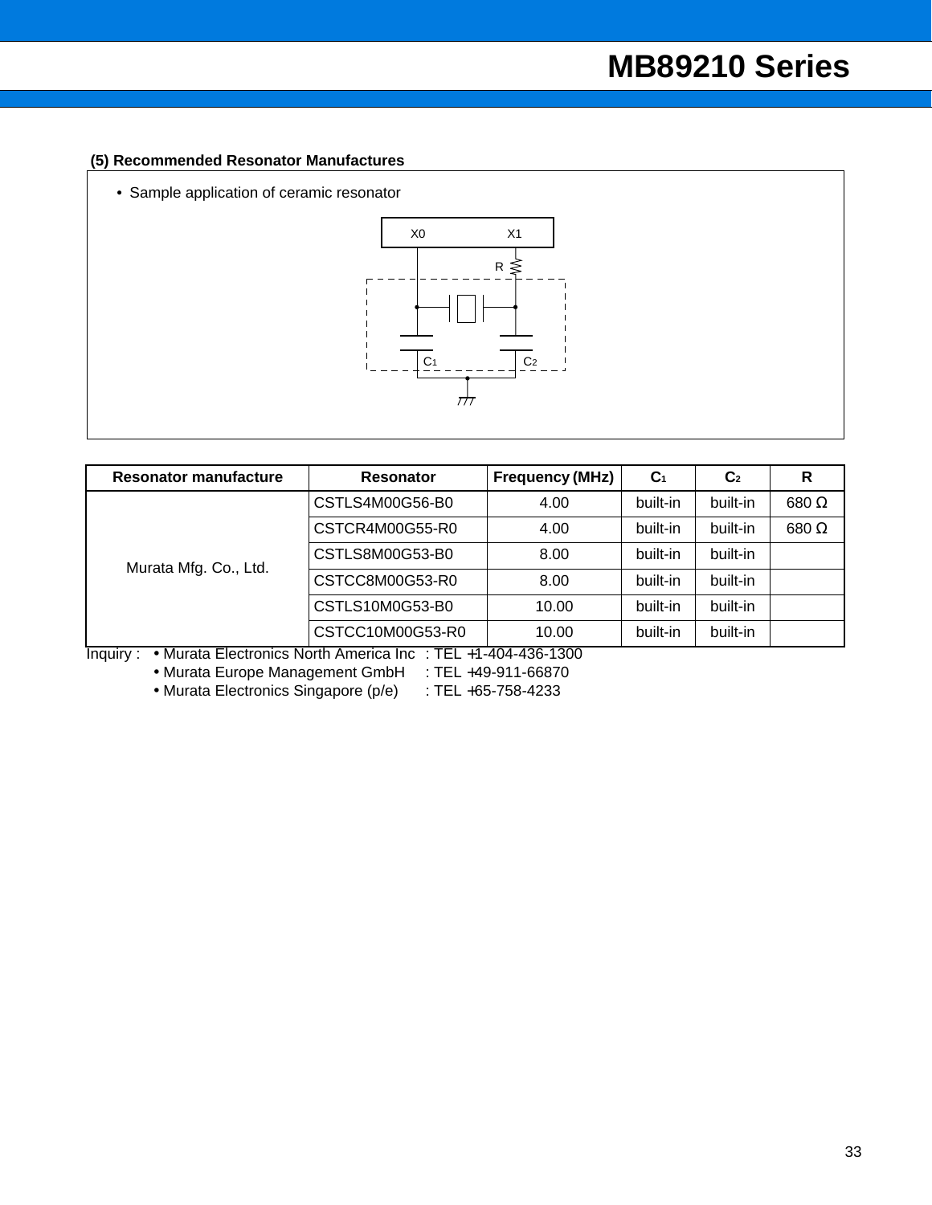### (5) Recommended Resonator Manufactures

- Sample application of ceramic resonator

| Resonator manufacture | Resonator | Frequency (MHz) | $C_1$ | $C_2$ | R |
|---|---|---|---|---|---|
| Murata Mfg. Co., Ltd. | CSTLS4M00G56-B0 | 4.00 | built-in | built-in | 680 Ω |
| | CSTCR4M00G55-R0 | 4.00 | built-in | built-in | 680 Ω |
| | CSTLS8M00G53-B0 | 8.00 | built-in | built-in | |
| | CSTCC8M00G53-R0 | 8.00 | built-in | built-in | |
| | CSTLS10M0G53-B0 | 10.00 | built-in | built-in | |
| | CSTCC10M00G53-R0 | 10.00 | built-in | built-in | |

Inquiry :
- Murata Electronics North America Inc : TEL +1-404-436-1300
- Murata Europe Management GmbH : TEL +49-911-66870
- Murata Electronics Singapore (p/e) : TEL +65-758-4233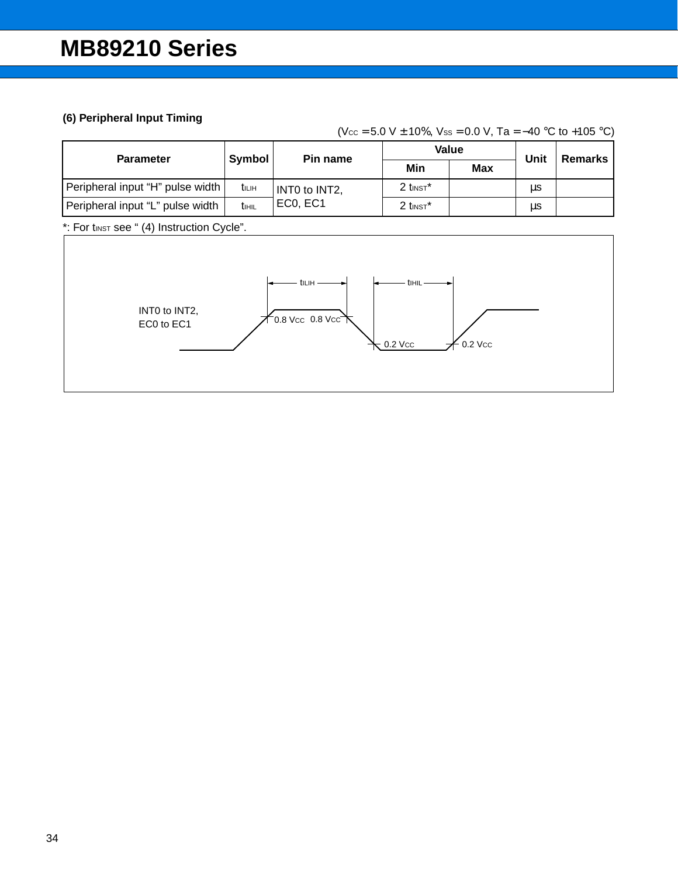### (6) Peripheral Input Timing

($V_{CC}$ = 5.0 V ± 10%, $V_{SS}$ = 0.0 V, Ta = −40 °C to +105 °C)

| Parameter | Symbol | Pin name | Value | | Unit | Remarks |
|---|---|---|---|---|---|---|
| | | | Min | Max | | |
| Peripheral input “H” pulse width | $t_{ILIH}$ | INT0 to INT2, EC0, EC1 | 2 $t_{INST}$* | | µs | |
| Peripheral input “L” pulse width | $t_{IHIL}$ | | 2 $t_{INST}$* | | µs | |

*: For $t_{INST}$ see “ (4) Instruction Cycle”.

INT0 to INT2, EC0 to EC1

$t_{ILIH}$ &nbsp; $t_{IHIL}$

0.8 $V_{CC}$ &nbsp; 0.8 $V_{CC}$ &nbsp; 0.2 $V_{CC}$ &nbsp; 0.2 $V_{CC}$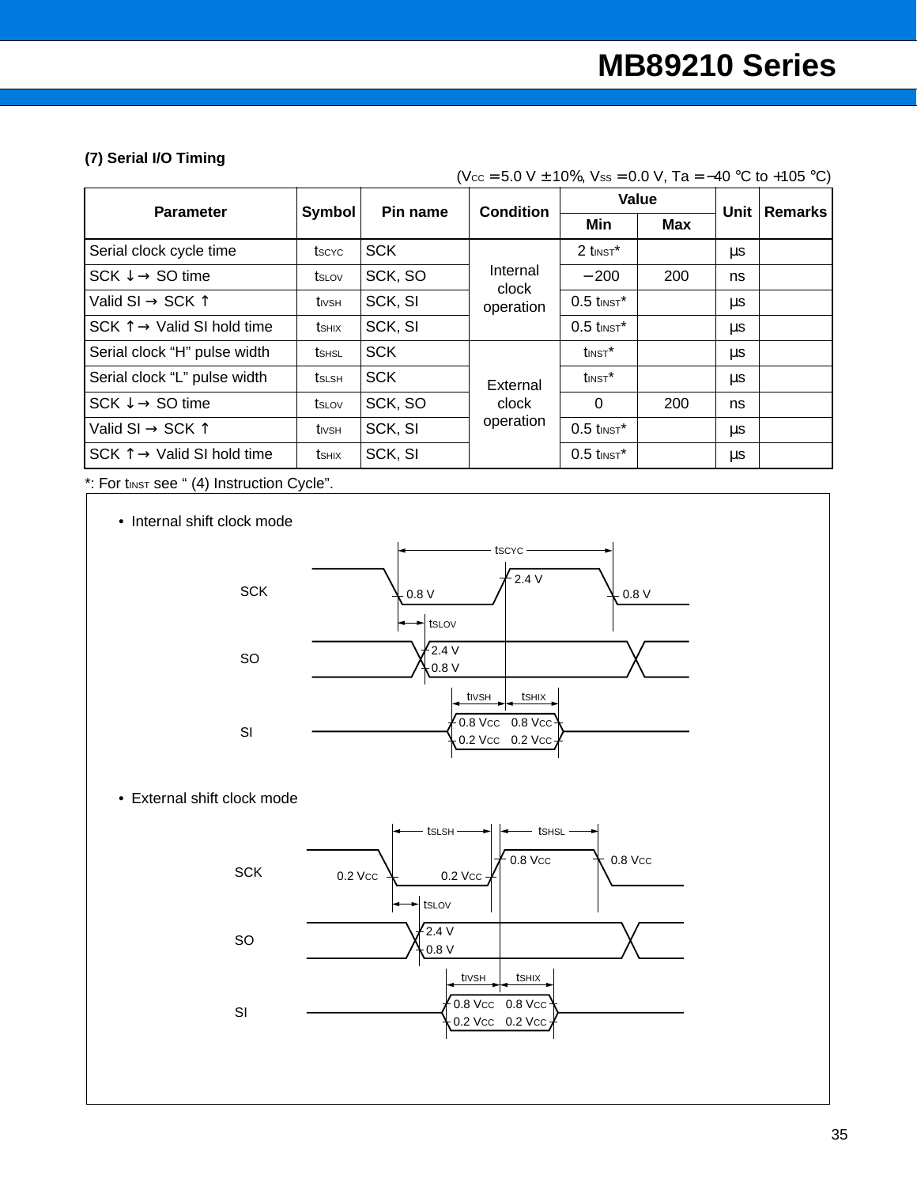### (7) Serial I/O Timing

($V_{CC}$ = 5.0 V ±10%, $V_{SS}$ = 0.0 V, Ta = −40 °C to +105 °C)

| Parameter | Symbol | Pin name | Condition | Value | | Unit | Remarks |
|---|---|---|---|---|---|---|---|
| | | | | Min | Max | | |
| Serial clock cycle time | $t_{SCYC}$ | SCK | Internal clock operation | 2 $t_{INST}$* | | µs | |
| SCK ↓→ SO time | $t_{SLOV}$ | SCK, SO | | −200 | 200 | ns | |
| Valid SI → SCK ↑ | $t_{IVSH}$ | SCK, SI | | 0.5 $t_{INST}$* | | µs | |
| SCK ↑→ Valid SI hold time | $t_{SHIX}$ | SCK, SI | | 0.5 $t_{INST}$* | | µs | |
| Serial clock “H” pulse width | $t_{SHSL}$ | SCK | External clock operation | $t_{INST}$* | | µs | |
| Serial clock “L” pulse width | $t_{SLSH}$ | SCK | | $t_{INST}$* | | µs | |
| SCK ↓→ SO time | $t_{SLOV}$ | SCK, SO | | 0 | 200 | ns | |
| Valid SI → SCK ↑ | $t_{IVSH}$ | SCK, SI | | 0.5 $t_{INST}$* | | µs | |
| SCK ↑→ Valid SI hold time | $t_{SHIX}$ | SCK, SI | | 0.5 $t_{INST}$* | | µs | |

*: For $t_{INST}$ see “ (4) Instruction Cycle”.

• Internal shift clock mode

SCK, SO, SI timing: $t_{SCYC}$, $t_{SLOV}$, $t_{IVSH}$, $t_{SHIX}$; SCK levels 0.8 V / 2.4 V; SO levels 2.4 V / 0.8 V; SI levels 0.8 $V_{CC}$ / 0.2 $V_{CC}$

• External shift clock mode

SCK, SO, SI timing: $t_{SLSH}$, $t_{SHSL}$, $t_{SLOV}$, $t_{IVSH}$, $t_{SHIX}$; SCK levels 0.2 $V_{CC}$ / 0.8 $V_{CC}$; SO levels 2.4 V / 0.8 V; SI levels 0.8 $V_{CC}$ / 0.2 $V_{CC}$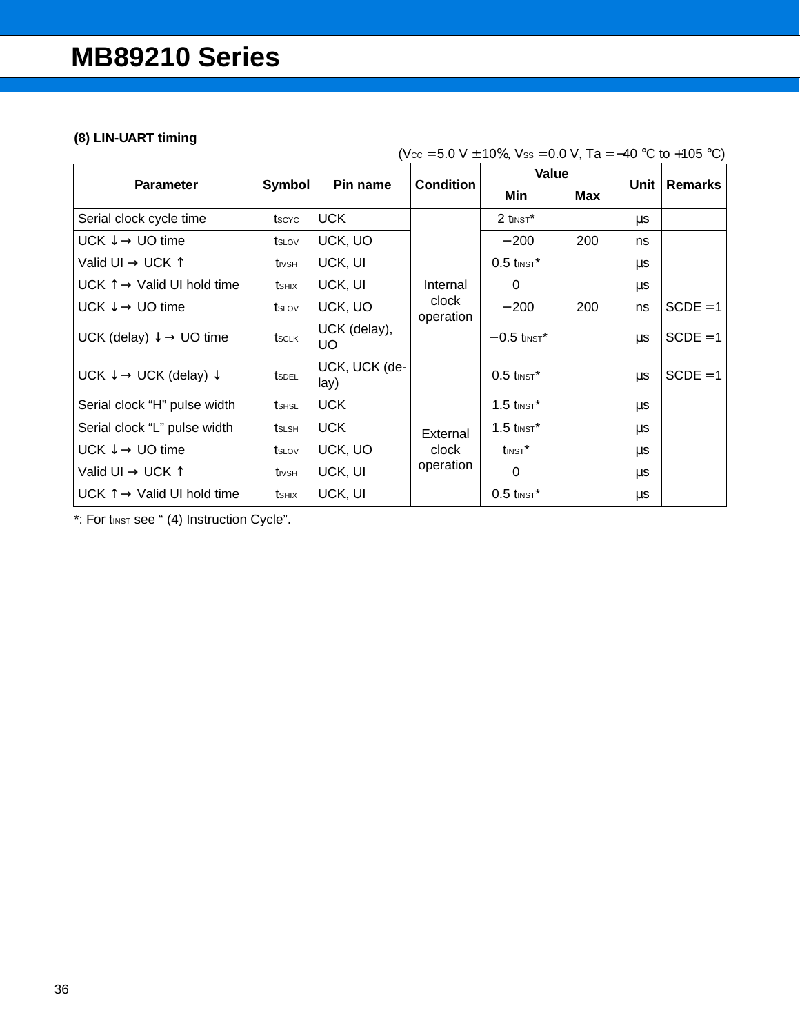### (8) LIN-UART timing

($V_{CC}$ = 5.0 V ± 10%, $V_{SS}$ = 0.0 V, Ta = −40 °C to +105 °C)

| Parameter | Symbol | Pin name | Condition | Value | | Unit | Remarks |
|---|---|---|---|---|---|---|---|
| | | | | Min | Max | | |
| Serial clock cycle time | $t_{SCYC}$ | UCK | Internal clock operation | 2 $t_{INST}$* | | µs | |
| UCK ↓ → UO time | $t_{SLOV}$ | UCK, UO | | −200 | 200 | ns | |
| Valid UI → UCK ↑ | $t_{IVSH}$ | UCK, UI | | 0.5 $t_{INST}$* | | µs | |
| UCK ↑ → Valid UI hold time | $t_{SHIX}$ | UCK, UI | | 0 | | µs | |
| UCK ↓ → UO time | $t_{SLOV}$ | UCK, UO | | −200 | 200 | ns | SCDE = 1 |
| UCK (delay) ↓ → UO time | $t_{SCLK}$ | UCK (delay), UO | | −0.5 $t_{INST}$* | | µs | SCDE = 1 |
| UCK ↓ → UCK (delay) ↓ | $t_{SDEL}$ | UCK, UCK (delay) | | 0.5 $t_{INST}$* | | µs | SCDE = 1 |
| Serial clock "H" pulse width | $t_{SHSL}$ | UCK | External clock operation | 1.5 $t_{INST}$* | | µs | |
| Serial clock "L" pulse width | $t_{SLSH}$ | UCK | | 1.5 $t_{INST}$* | | µs | |
| UCK ↓ → UO time | $t_{SLOV}$ | UCK, UO | | $t_{INST}$* | | µs | |
| Valid UI → UCK ↑ | $t_{IVSH}$ | UCK, UI | | 0 | | µs | |
| UCK ↑ → Valid UI hold time | $t_{SHIX}$ | UCK, UI | | 0.5 $t_{INST}$* | | µs | |

*: For $t_{INST}$ see " (4) Instruction Cycle".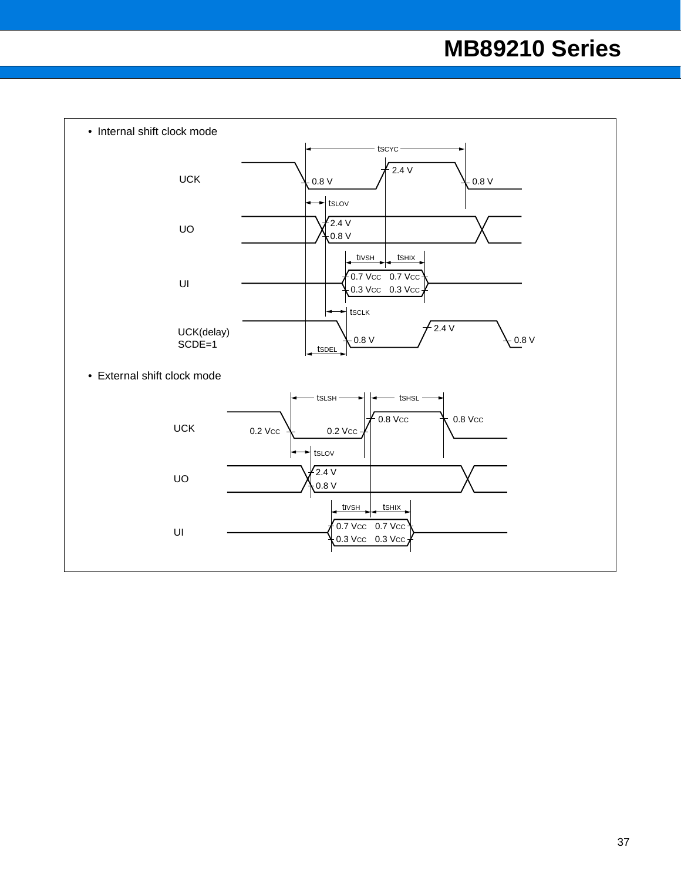- Internal shift clock mode

UCK — $t_{SCYC}$ — 2.4 V — 0.8 V — 0.8 V

UO — $t_{SLOV}$ — 2.4 V — 0.8 V

UI — $t_{IVSH}$ — $t_{SHIX}$ — 0.7 $V_{CC}$ — 0.7 $V_{CC}$ — 0.3 $V_{CC}$ — 0.3 $V_{CC}$

UCK(delay) SCDE=1 — $t_{SCLK}$ — $t_{SDEL}$ — 0.8 V — 2.4 V — 0.8 V

- External shift clock mode

UCK — $t_{SLSH}$ — $t_{SHSL}$ — 0.2 $V_{CC}$ — 0.2 $V_{CC}$ — 0.8 $V_{CC}$ — 0.8 $V_{CC}$

UO — $t_{SLOV}$ — 2.4 V — 0.8 V

UI — $t_{IVSH}$ — $t_{SHIX}$ — 0.7 $V_{CC}$ — 0.7 $V_{CC}$ — 0.3 $V_{CC}$ — 0.3 $V_{CC}$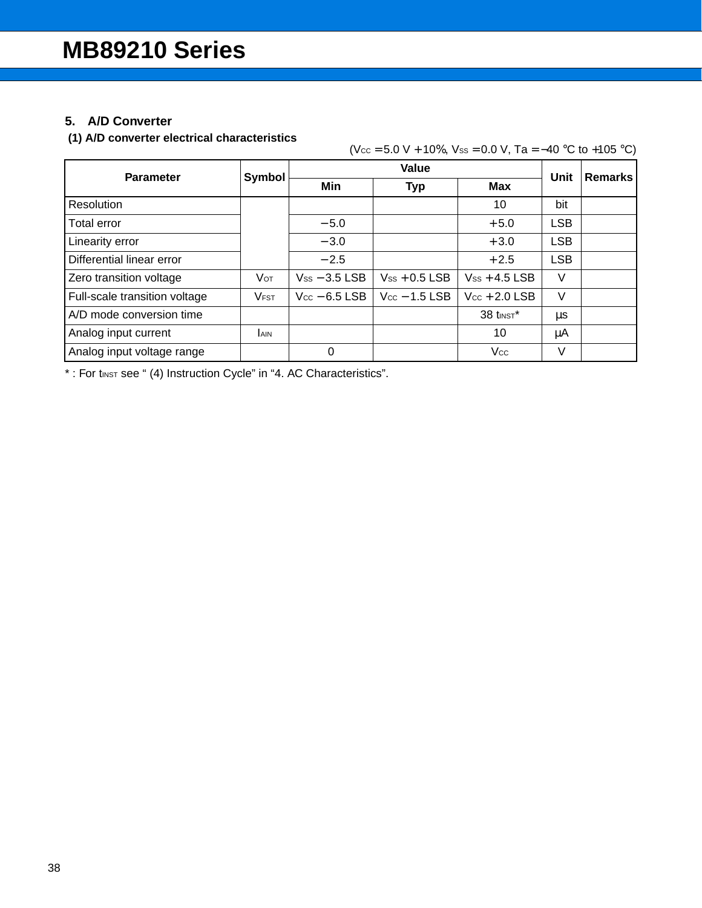### 5. A/D Converter

#### (1) A/D converter electrical characteristics

($V_{CC}$ = 5.0 V +10%, $V_{SS}$ = 0.0 V, Ta = −40 °C to +105 °C)

| Parameter | Symbol | Value | | | Unit | Remarks |
|---|---|---|---|---|---|---|
| | | Min | Typ | Max | | |
| Resolution | | | | 10 | bit | |
| Total error | | −5.0 | | +5.0 | LSB | |
| Linearity error | | −3.0 | | +3.0 | LSB | |
| Differential linear error | | −2.5 | | +2.5 | LSB | |
| Zero transition voltage | $V_{OT}$ | $V_{SS}$ −3.5 LSB | $V_{SS}$ +0.5 LSB | $V_{SS}$ +4.5 LSB | V | |
| Full-scale transition voltage | $V_{FST}$ | $V_{CC}$ −6.5 LSB | $V_{CC}$ −1.5 LSB | $V_{CC}$ +2.0 LSB | V | |
| A/D mode conversion time | | | | 38 $t_{INST}$* | µs | |
| Analog input current | $I_{AIN}$ | | | 10 | µA | |
| Analog input voltage range | | 0 | | $V_{CC}$ | V | |

* : For $t_{INST}$ see " (4) Instruction Cycle" in "4. AC Characteristics".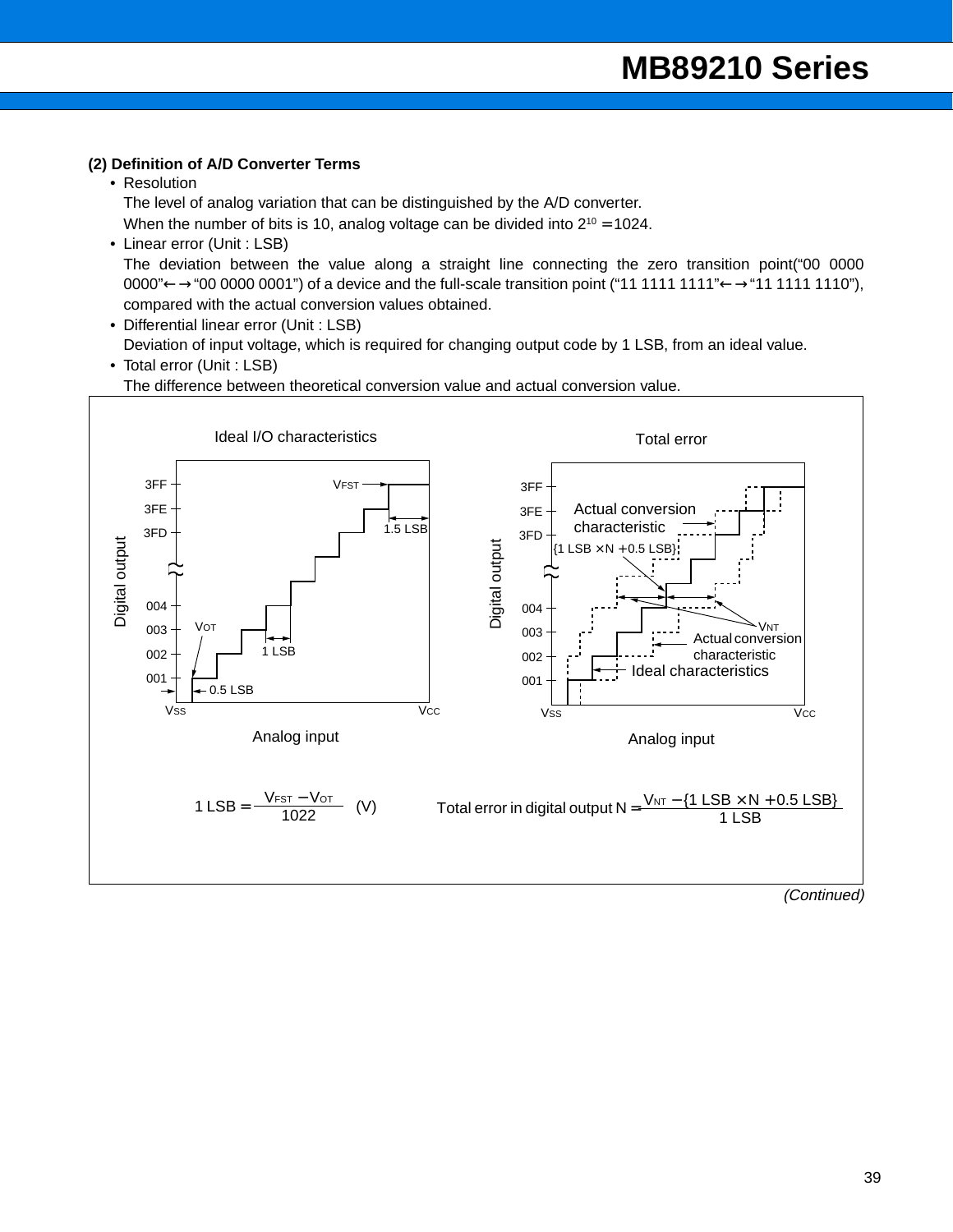### (2) Definition of A/D Converter Terms

- Resolution

  The level of analog variation that can be distinguished by the A/D converter.

  When the number of bits is 10, analog voltage can be divided into $2^{10} = 1024$.

- Linear error (Unit : LSB)

  The deviation between the value along a straight line connecting the zero transition point("00 0000 0000"←→"00 0000 0001") of a device and the full-scale transition point ("11 1111 1111"←→"11 1111 1110"), compared with the actual conversion values obtained.

- Differential linear error (Unit : LSB)

  Deviation of input voltage, which is required for changing output code by 1 LSB, from an ideal value.

- Total error (Unit : LSB)

  The difference between theoretical conversion value and actual conversion value.

Ideal I/O characteristics

Total error

$$1\text{ LSB} = \frac{V_{FST} - V_{OT}}{1022} \quad (\text{V})$$

$$\text{Total error in digital output N} = \frac{V_{NT} - \{1\text{ LSB} \times N + 0.5\text{ LSB}\}}{1\text{ LSB}}$$

*(Continued)*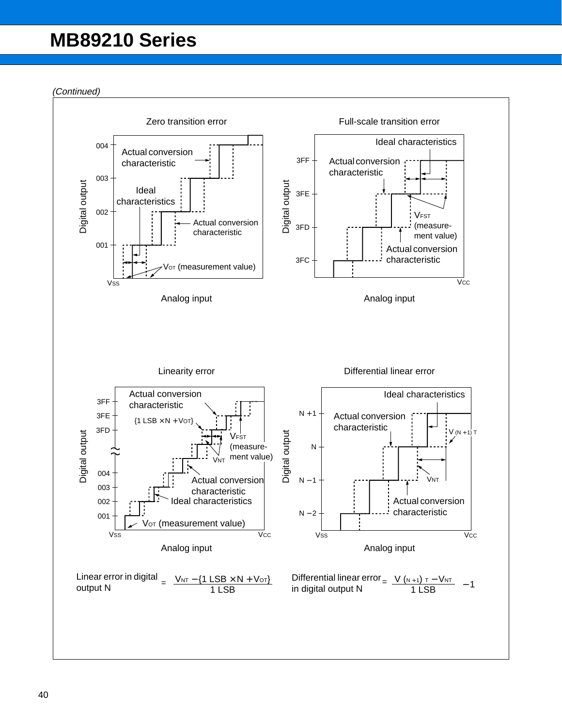*(Continued)*

**Zero transition error**

Digital output: 001, 002, 003, 004 (vertical axis); Analog input (horizontal axis), Vss

- Actual conversion characteristic
- Ideal characteristics
- Actual conversion characteristic
- $V_{OT}$ (measurement value)

**Full-scale transition error**

Digital output: 3FC, 3FD, 3FE, 3FF (vertical axis); Analog input (horizontal axis), Vcc

- Ideal characteristics
- Actual conversion characteristic
- $V_{FST}$ (measurement value)
- Actual conversion characteristic

**Linearity error**

Digital output: 001, 002, 003, 004, 3FD, 3FE, 3FF (vertical axis); Analog input (horizontal axis), Vss, Vcc

- Actual conversion characteristic
- {1 LSB × N + $V_{OT}$}
- $V_{FST}$ (measurement value)
- $V_{NT}$
- Actual conversion characteristic
- Ideal characteristics
- $V_{OT}$ (measurement value)

**Differential linear error**

Digital output: N − 2, N − 1, N, N + 1 (vertical axis); Analog input (horizontal axis), Vss, Vcc

- Ideal characteristics
- Actual conversion characteristic
- $V_{(N+1)T}$
- $V_{NT}$
- Actual conversion characteristic

Linear error in digital output N $= \dfrac{V_{NT} - \{1\ \text{LSB} \times N + V_{OT}\}}{1\ \text{LSB}}$

Differential linear error in digital output N $= \dfrac{V_{(N+1)T} - V_{NT}}{1\ \text{LSB}} - 1$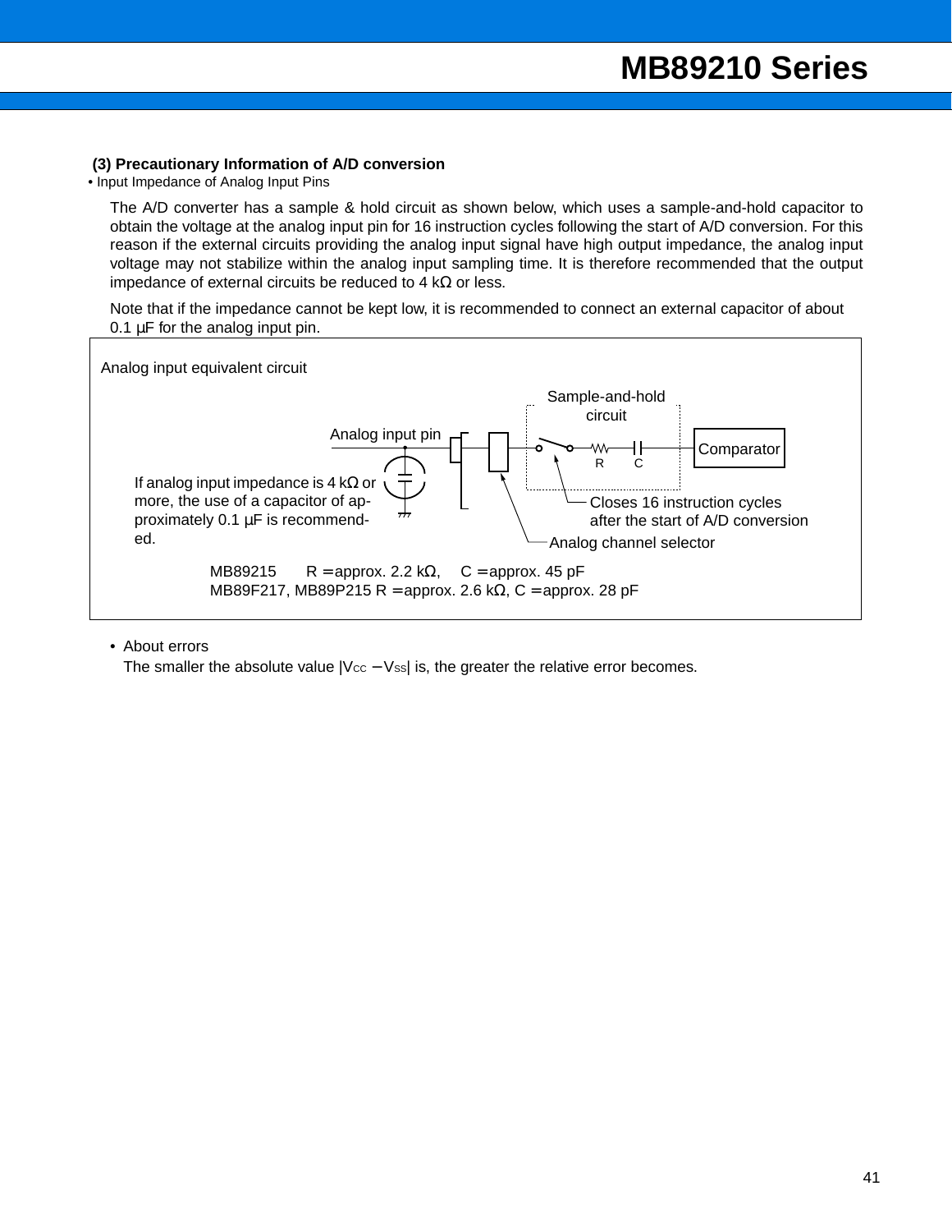### (3) Precautionary Information of A/D conversion

• Input Impedance of Analog Input Pins

The A/D converter has a sample & hold circuit as shown below, which uses a sample-and-hold capacitor to obtain the voltage at the analog input pin for 16 instruction cycles following the start of A/D conversion. For this reason if the external circuits providing the analog input signal have high output impedance, the analog input voltage may not stabilize within the analog input sampling time. It is therefore recommended that the output impedance of external circuits be reduced to 4 kΩ or less.

Note that if the impedance cannot be kept low, it is recommended to connect an external capacitor of about 0.1 µF for the analog input pin.

Analog input equivalent circuit

Analog input pin

Sample-and-hold circuit

R C

Comparator

If analog input impedance is 4 kΩ or more, the use of a capacitor of approximately 0.1 µF is recommended.

Closes 16 instruction cycles after the start of A/D conversion

Analog channel selector

MB89215 R = approx. 2.2 kΩ, C = approx. 45 pF
MB89F217, MB89P215 R = approx. 2.6 kΩ, C = approx. 28 pF

• About errors

The smaller the absolute value $|V_{CC} - V_{SS}|$ is, the greater the relative error becomes.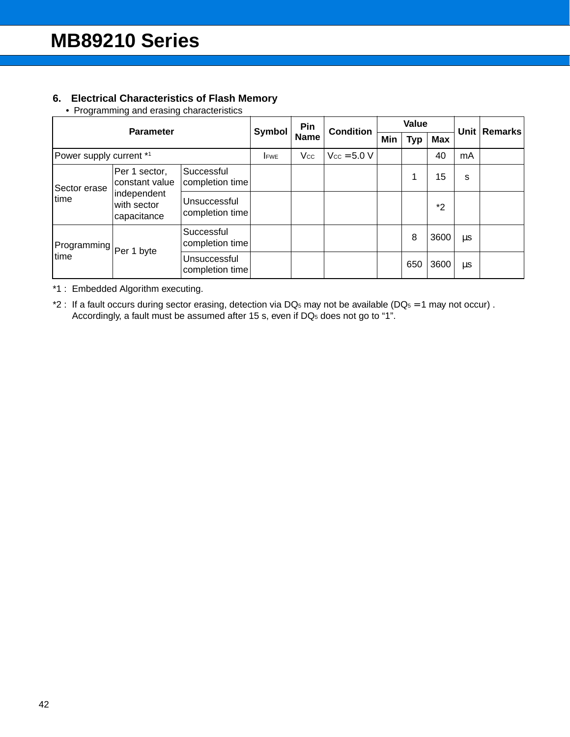## 6. Electrical Characteristics of Flash Memory

- Programming and erasing characteristics

| Parameter | | | Symbol | Pin Name | Condition | Value | | | Unit | Remarks |
|---|---|---|---|---|---|---|---|---|---|---|
| | | | | | | Min | Typ | Max | | |
| Power supply current *1 | | | $I_{FWE}$ | $V_{CC}$ | $V_{CC}$ = 5.0 V | | | 40 | mA | |
| Sector erase time | Per 1 sector, constant value independent with sector capacitance | Successful completion time | | | | | 1 | 15 | s | |
| | | Unsuccessful completion time | | | | | | *2 | | |
| Programming time | Per 1 byte | Successful completion time | | | | | 8 | 3600 | µs | |
| | | Unsuccessful completion time | | | | | 650 | 3600 | µs | |

*1 : Embedded Algorithm executing.

*2 : If a fault occurs during sector erasing, detection via $DQ_5$ may not be available ($DQ_5$ = 1 may not occur) . Accordingly, a fault must be assumed after 15 s, even if $DQ_5$ does not go to “1”.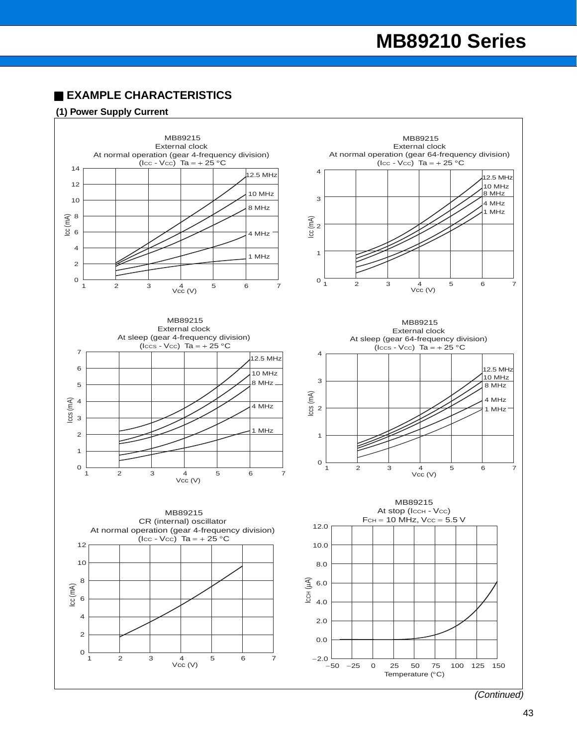## ■ EXAMPLE CHARACTERISTICS

### (1) Power Supply Current

MB89215
External clock
At normal operation (gear 4-frequency division)
(Icc - Vcc) Ta = + 25 °C

Icc (mA) vs Vcc (V): curves for 12.5 MHz, 10 MHz, 8 MHz, 4 MHz, 1 MHz

MB89215
External clock
At normal operation (gear 64-frequency division)
(Icc - Vcc) Ta = + 25 °C

Icc (mA) vs Vcc (V): curves for 12.5 MHz, 10 MHz, 8 MHz, 4 MHz, 1 MHz

MB89215
External clock
At sleep (gear 4-frequency division)
(Iccs - Vcc) Ta = + 25 °C

Iccs (mA) vs Vcc (V): curves for 12.5 MHz, 10 MHz, 8 MHz, 4 MHz, 1 MHz

MB89215
External clock
At sleep (gear 64-frequency division)
(Iccs - Vcc) Ta = + 25 °C

Iccs (mA) vs Vcc (V): curves for 12.5 MHz, 10 MHz, 8 MHz, 4 MHz, 1 MHz

MB89215
CR (internal) oscillator
At normal operation (gear 4-frequency division)
(Icc - Vcc) Ta = + 25 °C

Icc (mA) vs Vcc (V)

MB89215
At stop (Icch - Vcc)
Fch = 10 MHz, Vcc = 5.5 V

Icch (µA) vs Temperature (°C)

*(Continued)*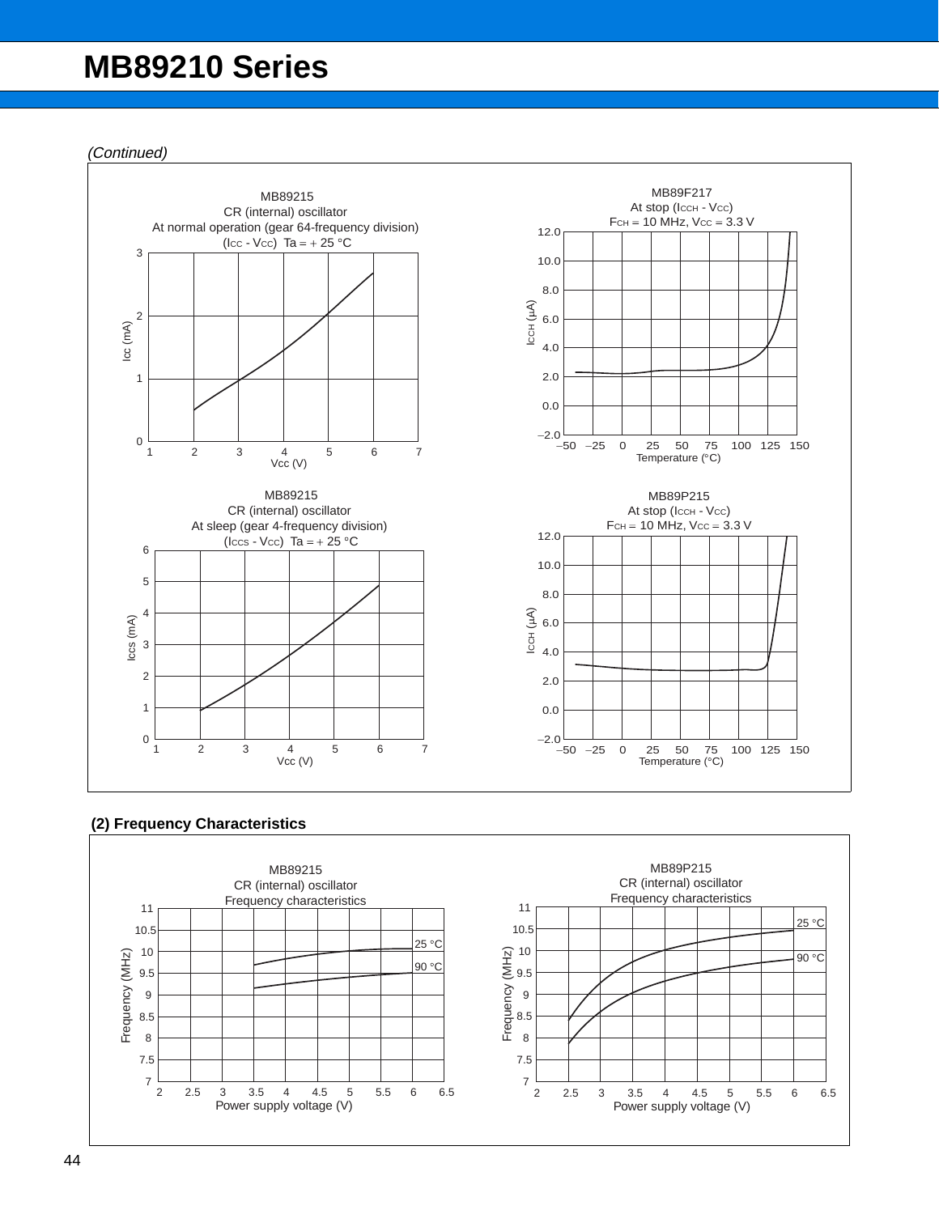*(Continued)*

MB89215
CR (internal) oscillator
At normal operation (gear 64-frequency division)
($I_{CC}$ - $V_{CC}$) Ta = + 25 °C

MB89F217
At stop ($I_{CCH}$ - $V_{CC}$)
$F_{CH}$ = 10 MHz, $V_{CC}$ = 3.3 V

MB89215
CR (internal) oscillator
At sleep (gear 4-frequency division)
($I_{CCS}$ - $V_{CC}$) Ta = + 25 °C

MB89P215
At stop ($I_{CCH}$ - $V_{CC}$)
$F_{CH}$ = 10 MHz, $V_{CC}$ = 3.3 V

**(2) Frequency Characteristics**

MB89215
CR (internal) oscillator
Frequency characteristics

MB89P215
CR (internal) oscillator
Frequency characteristics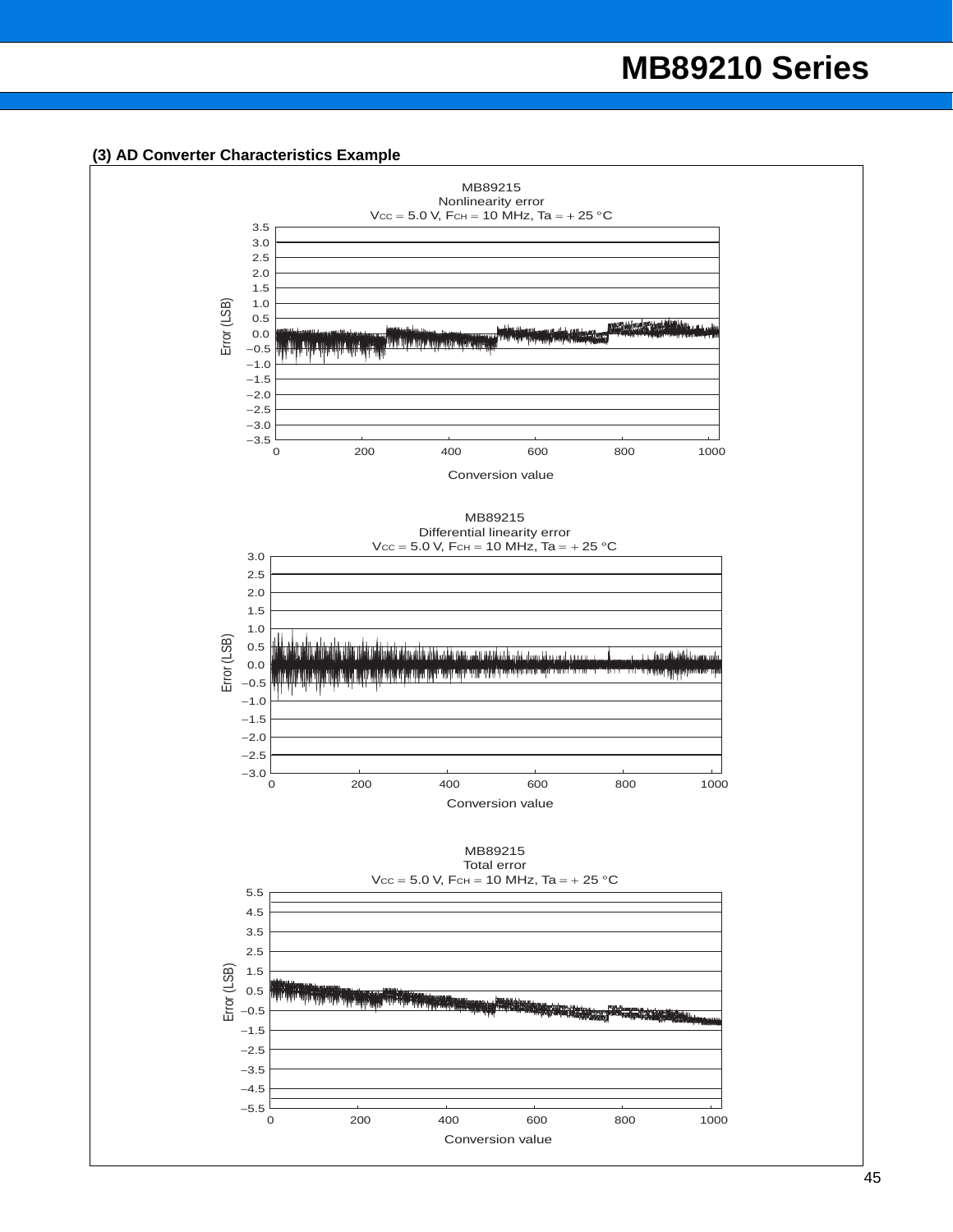### (3) AD Converter Characteristics Example

MB89215
Nonlinearity error
$V_{CC}$ = 5.0 V, $F_{CH}$ = 10 MHz, Ta = + 25 °C

Error (LSB): 3.5, 3.0, 2.5, 2.0, 1.5, 1.0, 0.5, 0.0, −0.5, −1.0, −1.5, −2.0, −2.5, −3.0, −3.5

Conversion value: 0, 200, 400, 600, 800, 1000

MB89215
Differential linearity error
$V_{CC}$ = 5.0 V, $F_{CH}$ = 10 MHz, Ta = + 25 °C

Error (LSB): 3.0, 2.5, 2.0, 1.5, 1.0, 0.5, 0.0, −0.5, −1.0, −1.5, −2.0, −2.5, −3.0

Conversion value: 0, 200, 400, 600, 800, 1000

MB89215
Total error
$V_{CC}$ = 5.0 V, $F_{CH}$ = 10 MHz, Ta = + 25 °C

Error (LSB): 5.5, 4.5, 3.5, 2.5, 1.5, 0.5, −0.5, −1.5, −2.5, −3.5, −4.5, −5.5

Conversion value: 0, 200, 400, 600, 800, 1000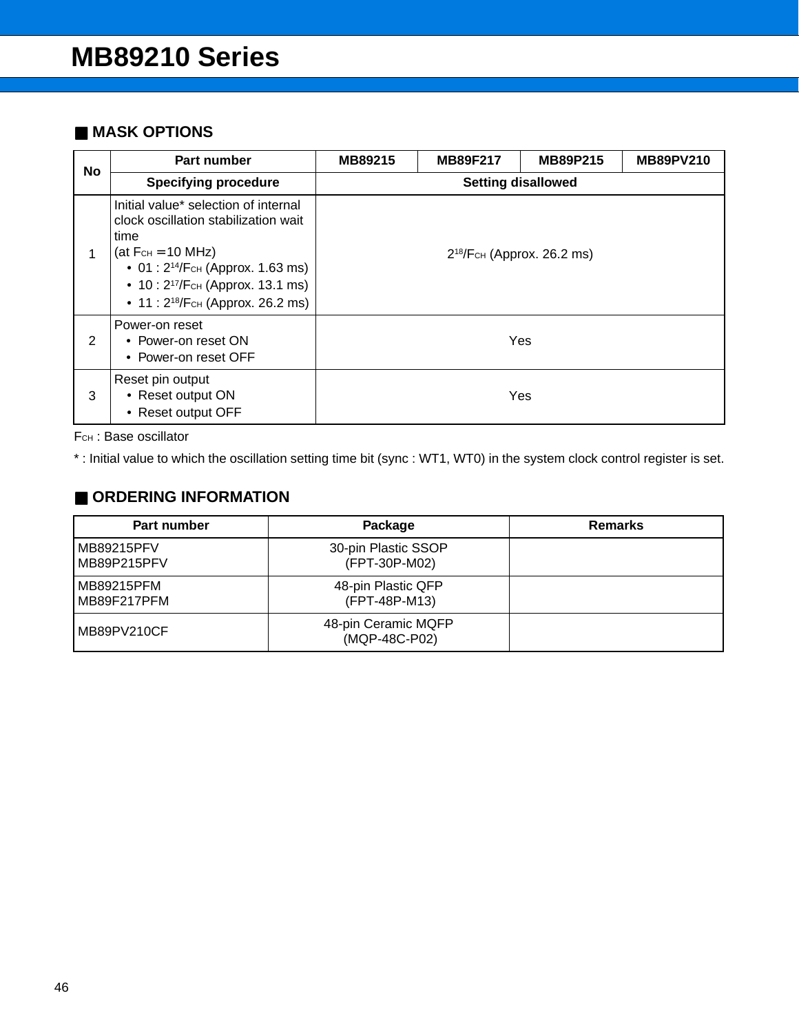## ■ MASK OPTIONS

| No | Part number | MB89215 | MB89F217 | MB89P215 | MB89PV210 |
|---|---|---|---|---|---|
| | **Specifying procedure** | **Setting disallowed** | | | |
| 1 | Initial value* selection of internal clock oscillation stabilization wait time (at $F_{CH}$ = 10 MHz) • 01 : $2^{14}/F_{CH}$ (Approx. 1.63 ms) • 10 : $2^{17}/F_{CH}$ (Approx. 13.1 ms) • 11 : $2^{18}/F_{CH}$ (Approx. 26.2 ms) | $2^{18}/F_{CH}$ (Approx. 26.2 ms) | | | |
| 2 | Power-on reset • Power-on reset ON • Power-on reset OFF | Yes | | | |
| 3 | Reset pin output • Reset output ON • Reset output OFF | Yes | | | |

$F_{CH}$ : Base oscillator

* : Initial value to which the oscillation setting time bit (sync : WT1, WT0) in the system clock control register is set.

## ■ ORDERING INFORMATION

| Part number | Package | Remarks |
|---|---|---|
| MB89215PFV<br>MB89P215PFV | 30-pin Plastic SSOP<br>(FPT-30P-M02) | |
| MB89215PFM<br>MB89F217PFM | 48-pin Plastic QFP<br>(FPT-48P-M13) | |
| MB89PV210CF | 48-pin Ceramic MQFP<br>(MQP-48C-P02) | |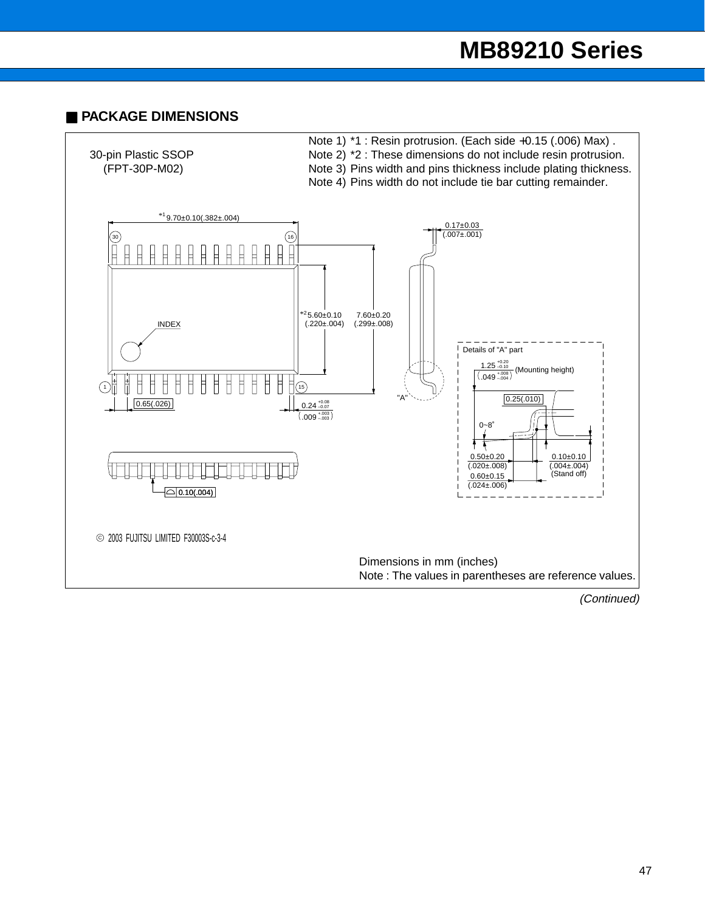## ■ PACKAGE DIMENSIONS

30-pin Plastic SSOP
(FPT-30P-M02)

Note 1) *1 : Resin protrusion. (Each side +0.15 (.006) Max) .
Note 2) *2 : These dimensions do not include resin protrusion.
Note 3) Pins width and pins thickness include plating thickness.
Note 4) Pins width do not include tie bar cutting remainder.

*1 9.70±0.10(.382±.004)

0.17±0.03 (.007±.001)

*2 5.60±0.10 (.220±.004)

7.60±0.20 (.299±.008)

INDEX

0.65(.026)

$0.24^{+0.08}_{-0.07}$ $\left(.009^{+.003}_{-.003}\right)$

"A"

Details of "A" part

$1.25^{+0.20}_{-0.10}$ $\left(.049^{+.008}_{-.004}\right)$ (Mounting height)

0.25(.010)

0~8°

0.50±0.20 (.020±.008)

0.60±0.15 (.024±.006)

0.10±0.10 (.004±.004) (Stand off)

0.10(.004)

© 2003 FUJITSU LIMITED F30003S-c-3-4

Dimensions in mm (inches)
Note : The values in parentheses are reference values.

*(Continued)*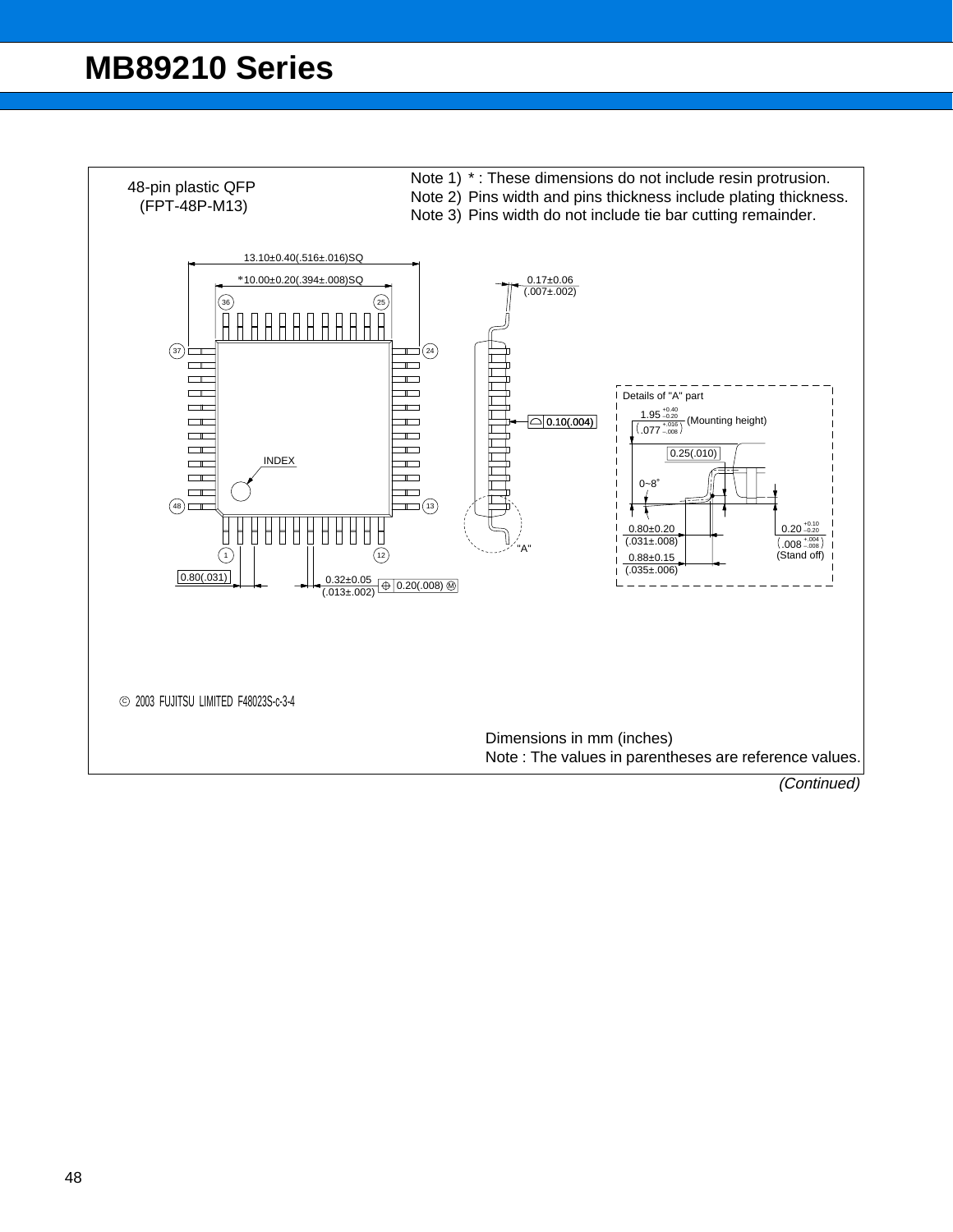48-pin plastic QFP
(FPT-48P-M13)

Note 1) * : These dimensions do not include resin protrusion.
Note 2) Pins width and pins thickness include plating thickness.
Note 3) Pins width do not include tie bar cutting remainder.

13.10±0.40(.516±.016)SQ

*10.00±0.20(.394±.008)SQ

0.17±0.06
(.007±.002)

0.10(.004)

INDEX

"A"

0.80(.031)

0.32±0.05
(.013±.002)

0.20(.008) Ⓜ

Details of "A" part

$1.95^{+0.40}_{-0.20}$ (Mounting height)
$\left(.077^{+.016}_{-.008}\right)$

0.25(.010)

0~8°

0.80±0.20
(.031±.008)

0.88±0.15
(.035±.006)

$0.20^{+0.10}_{-0.20}$
$\left(.008^{+.004}_{-.008}\right)$
(Stand off)

© 2003 FUJITSU LIMITED F48023S-c-3-4

Dimensions in mm (inches)
Note : The values in parentheses are reference values.

*(Continued)*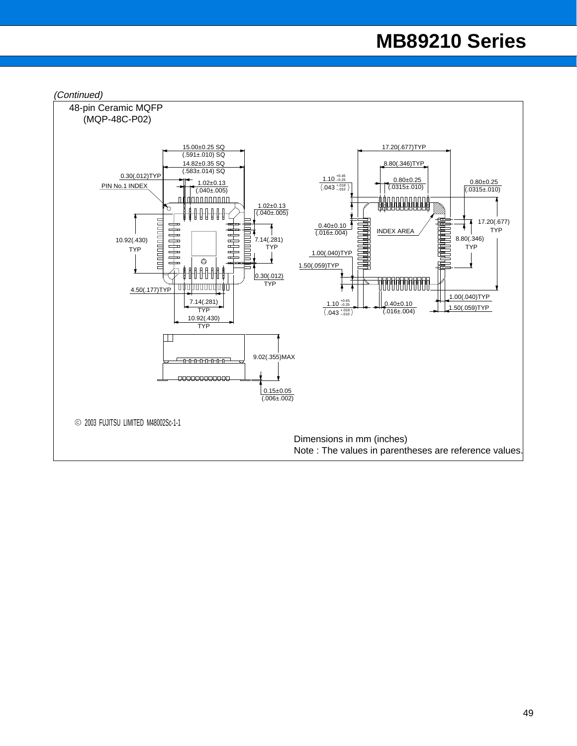*(Continued)*

48-pin Ceramic MQFP
(MQP-48C-P02)

15.00±0.25 SQ
(.591±.010) SQ
14.82±0.35 SQ
(.583±.014) SQ
0.30(.012)TYP
PIN No.1 INDEX
1.02±0.13
(.040±.005)
1.02±0.13
(.040±.005)
10.92(.430)
TYP
7.14(.281)
TYP
0.30(.012)
TYP
4.50(.177)TYP
7.14(.281)
TYP
10.92(.430)
TYP
9.02(.355)MAX
0.15±0.05
(.006±.002)

17.20(.677)TYP
8.80(.346)TYP
$1.10^{+0.45}_{-0.25}$
$(.043^{+.018}_{-.010})$
0.80±0.25
(.0315±.010)
0.80±0.25
(.0315±.010)
0.40±0.10
(.016±.004)
INDEX AREA
17.20(.677)
TYP
8.80(.346)
TYP
1.00(.040)TYP
1.50(.059)TYP
$1.10^{+0.45}_{-0.25}$
$(.043^{+.018}_{-.010})$
0.40±0.10
(.016±.004)
1.00(.040)TYP
1.50(.059)TYP

© 2003 FUJITSU LIMITED M48002Sc-1-1

Dimensions in mm (inches)
Note : The values in parentheses are reference values.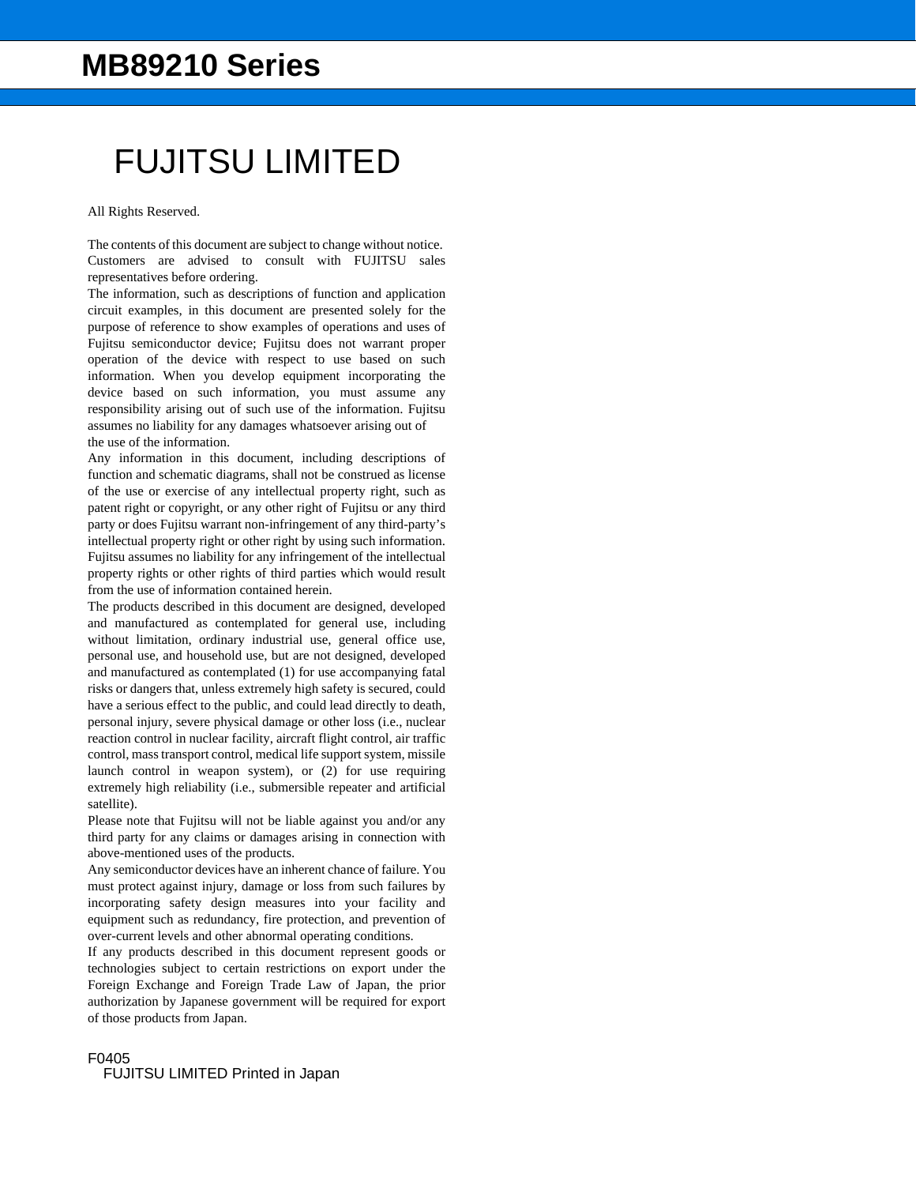# FUJITSU LIMITED

All Rights Reserved.

The contents of this document are subject to change without notice. Customers are advised to consult with FUJITSU sales representatives before ordering.

The information, such as descriptions of function and application circuit examples, in this document are presented solely for the purpose of reference to show examples of operations and uses of Fujitsu semiconductor device; Fujitsu does not warrant proper operation of the device with respect to use based on such information. When you develop equipment incorporating the device based on such information, you must assume any responsibility arising out of such use of the information. Fujitsu assumes no liability for any damages whatsoever arising out of the use of the information.

Any information in this document, including descriptions of function and schematic diagrams, shall not be construed as license of the use or exercise of any intellectual property right, such as patent right or copyright, or any other right of Fujitsu or any third party or does Fujitsu warrant non-infringement of any third-party's intellectual property right or other right by using such information. Fujitsu assumes no liability for any infringement of the intellectual property rights or other rights of third parties which would result from the use of information contained herein.

The products described in this document are designed, developed and manufactured as contemplated for general use, including without limitation, ordinary industrial use, general office use, personal use, and household use, but are not designed, developed and manufactured as contemplated (1) for use accompanying fatal risks or dangers that, unless extremely high safety is secured, could have a serious effect to the public, and could lead directly to death, personal injury, severe physical damage or other loss (i.e., nuclear reaction control in nuclear facility, aircraft flight control, air traffic control, mass transport control, medical life support system, missile launch control in weapon system), or (2) for use requiring extremely high reliability (i.e., submersible repeater and artificial satellite).

Please note that Fujitsu will not be liable against you and/or any third party for any claims or damages arising in connection with above-mentioned uses of the products.

Any semiconductor devices have an inherent chance of failure. You must protect against injury, damage or loss from such failures by incorporating safety design measures into your facility and equipment such as redundancy, fire protection, and prevention of over-current levels and other abnormal operating conditions.

If any products described in this document represent goods or technologies subject to certain restrictions on export under the Foreign Exchange and Foreign Trade Law of Japan, the prior authorization by Japanese government will be required for export of those products from Japan.

F0405
FUJITSU LIMITED Printed in Japan